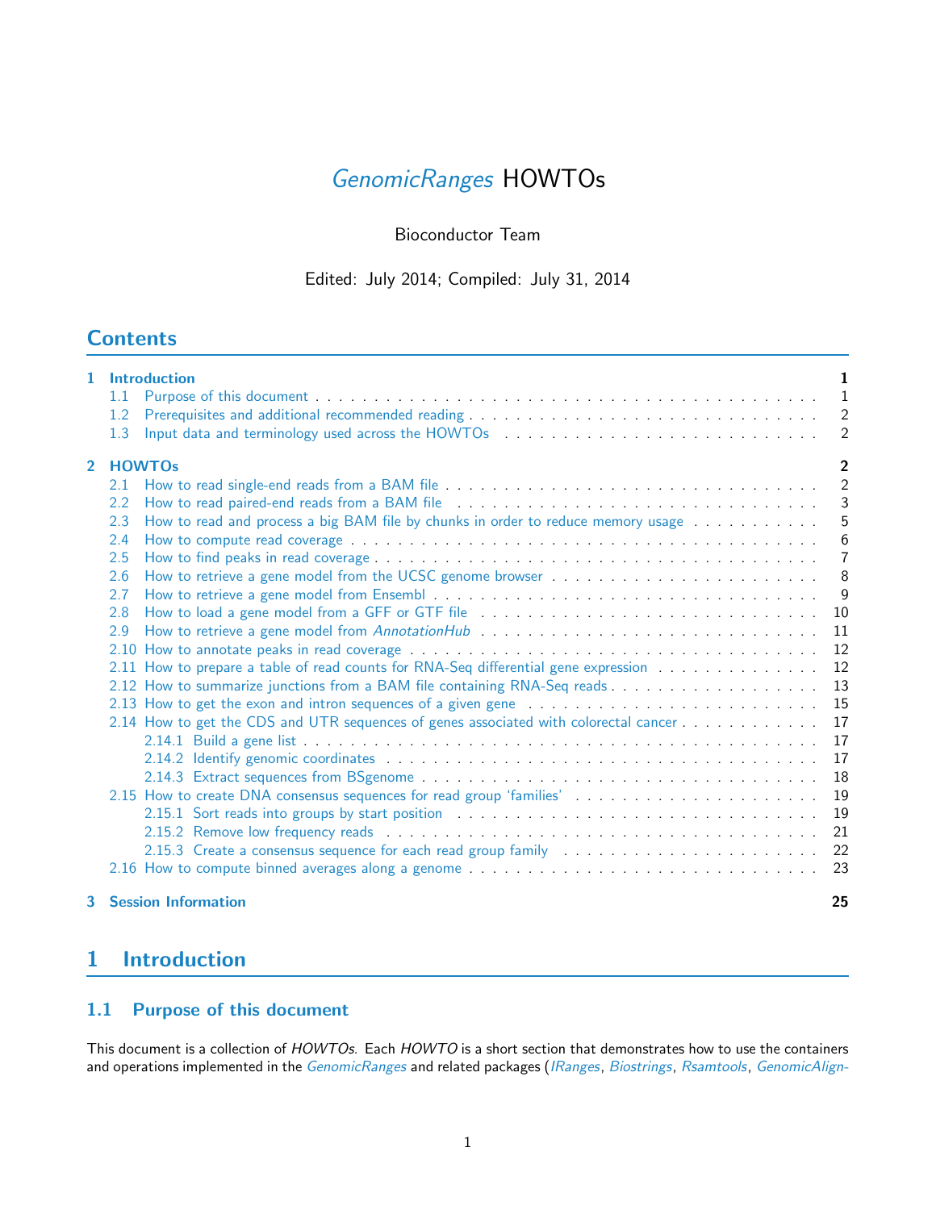# *GenomicRanges* HOWTOs

Bioconductor Team

Edited: July 2014; Compiled: July 31, 2014

## Contents

- **1 Introduction** — **1**
  - 1.1 Purpose of this document — 1
  - 1.2 Prerequisites and additional recommended reading — 2
  - 1.3 Input data and terminology used across the HOWTOs — 2
- **2 HOWTOs** — **2**
  - 2.1 How to read single-end reads from a BAM file — 2
  - 2.2 How to read paired-end reads from a BAM file — 3
  - 2.3 How to read and process a big BAM file by chunks in order to reduce memory usage — 5
  - 2.4 How to compute read coverage — 6
  - 2.5 How to find peaks in read coverage — 7
  - 2.6 How to retrieve a gene model from the UCSC genome browser — 8
  - 2.7 How to retrieve a gene model from Ensembl — 9
  - 2.8 How to load a gene model from a GFF or GTF file — 10
  - 2.9 How to retrieve a gene model from *AnnotationHub* — 11
  - 2.10 How to annotate peaks in read coverage — 12
  - 2.11 How to prepare a table of read counts for RNA-Seq differential gene expression — 12
  - 2.12 How to summarize junctions from a BAM file containing RNA-Seq reads — 13
  - 2.13 How to get the exon and intron sequences of a given gene — 15
  - 2.14 How to get the CDS and UTR sequences of genes associated with colorectal cancer — 17
    - 2.14.1 Build a gene list — 17
    - 2.14.2 Identify genomic coordinates — 17
    - 2.14.3 Extract sequences from BSgenome — 18
  - 2.15 How to create DNA consensus sequences for read group 'families' — 19
    - 2.15.1 Sort reads into groups by start position — 19
    - 2.15.2 Remove low frequency reads — 21
    - 2.15.3 Create a consensus sequence for each read group family — 22
  - 2.16 How to compute binned averages along a genome — 23
- **3 Session Information** — **25**

## 1 Introduction

### 1.1 Purpose of this document

This document is a collection of *HOWTOs*. Each *HOWTO* is a short section that demonstrates how to use the containers and operations implemented in the *GenomicRanges* and related packages (*IRanges*, *Biostrings*, *Rsamtools*, *GenomicAlign-*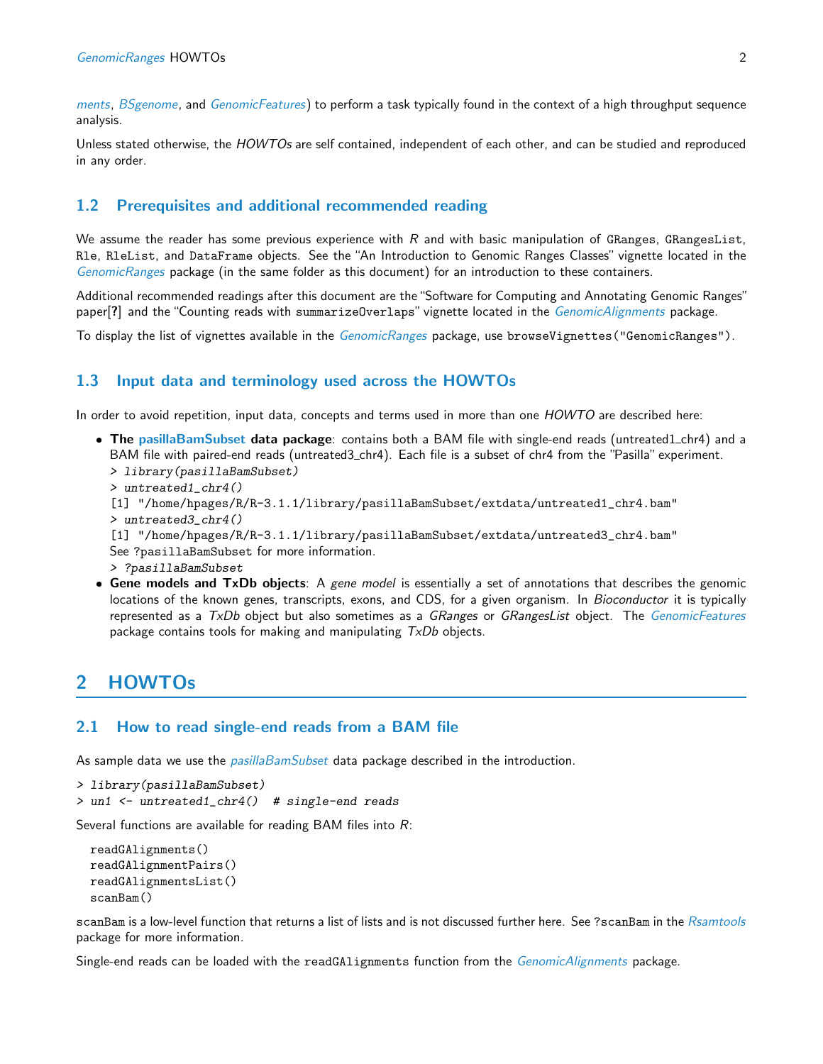*ments*, *BSgenome*, and *GenomicFeatures*) to perform a task typically found in the context of a high throughput sequence analysis.

Unless stated otherwise, the *HOWTOs* are self contained, independent of each other, and can be studied and reproduced in any order.

### 1.2 Prerequisites and additional recommended reading

We assume the reader has some previous experience with *R* and with basic manipulation of `GRanges`, `GRangesList`, `Rle`, `RleList`, and `DataFrame` objects. See the "An Introduction to Genomic Ranges Classes" vignette located in the *GenomicRanges* package (in the same folder as this document) for an introduction to these containers.

Additional recommended readings after this document are the "Software for Computing and Annotating Genomic Ranges" paper[**?**] and the "Counting reads with `summarizeOverlaps`" vignette located in the *GenomicAlignments* package.

To display the list of vignettes available in the *GenomicRanges* package, use `browseVignettes("GenomicRanges")`.

### 1.3 Input data and terminology used across the HOWTOs

In order to avoid repetition, input data, concepts and terms used in more than one *HOWTO* are described here:

- **The pasillaBamSubset data package**: contains both a BAM file with single-end reads (untreated1_chr4) and a BAM file with paired-end reads (untreated3_chr4). Each file is a subset of chr4 from the "Pasilla" experiment.

```
> library(pasillaBamSubset)
> untreated1_chr4()
[1] "/home/hpages/R/R-3.1.1/library/pasillaBamSubset/extdata/untreated1_chr4.bam"
> untreated3_chr4()
[1] "/home/hpages/R/R-3.1.1/library/pasillaBamSubset/extdata/untreated3_chr4.bam"
```

  See `?pasillaBamSubset` for more information.

```
> ?pasillaBamSubset
```

- **Gene models and TxDb objects**: A *gene model* is essentially a set of annotations that describes the genomic locations of the known genes, transcripts, exons, and CDS, for a given organism. In *Bioconductor* it is typically represented as a *TxDb* object but also sometimes as a *GRanges* or *GRangesList* object. The *GenomicFeatures* package contains tools for making and manipulating *TxDb* objects.

## 2 HOWTOs

### 2.1 How to read single-end reads from a BAM file

As sample data we use the *pasillaBamSubset* data package described in the introduction.

```
> library(pasillaBamSubset)
> un1 <- untreated1_chr4()  # single-end reads
```

Several functions are available for reading BAM files into *R*:

```
readGAlignments()
readGAlignmentPairs()
readGAlignmentsList()
scanBam()
```

`scanBam` is a low-level function that returns a list of lists and is not discussed further here. See `?scanBam` in the *Rsamtools* package for more information.

Single-end reads can be loaded with the `readGAlignments` function from the *GenomicAlignments* package.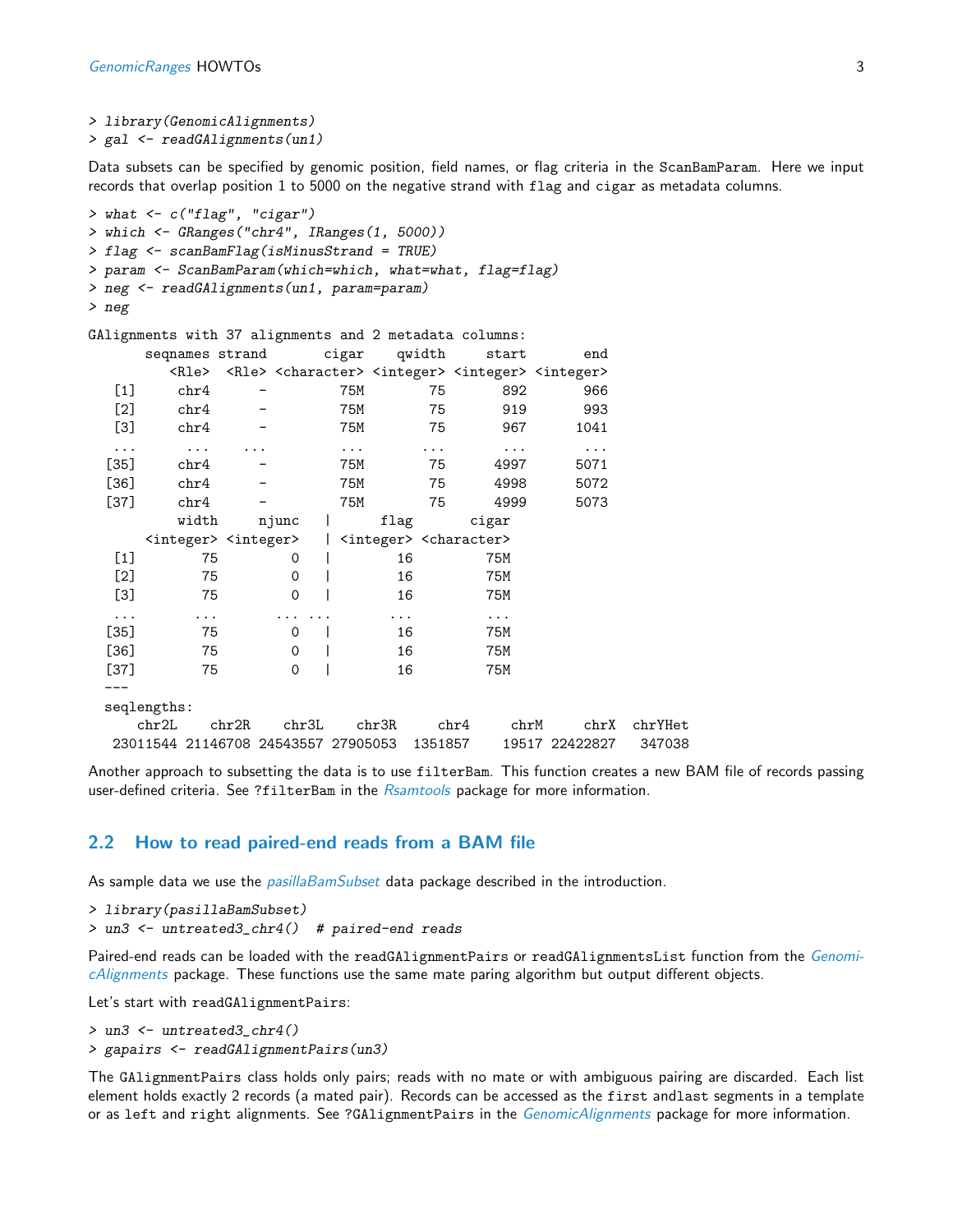```
> library(GenomicAlignments)
> gal <- readGAlignments(un1)
```

Data subsets can be specified by genomic position, field names, or flag criteria in the `ScanBamParam`. Here we input records that overlap position 1 to 5000 on the negative strand with `flag` and `cigar` as metadata columns.

```
> what <- c("flag", "cigar")
> which <- GRanges("chr4", IRanges(1, 5000))
> flag <- scanBamFlag(isMinusStrand = TRUE)
> param <- ScanBamParam(which=which, what=what, flag=flag)
> neg <- readGAlignments(un1, param=param)
> neg
```

```
GAlignments with 37 alignments and 2 metadata columns:
       seqnames strand       cigar    qwidth     start       end
          <Rle>  <Rle> <character> <integer> <integer> <integer>
   [1]     chr4      -         75M        75       892       966
   [2]     chr4      -         75M        75       919       993
   [3]     chr4      -         75M        75       967      1041
   ...      ...    ...         ...       ...       ...       ...
  [35]     chr4      -         75M        75      4997      5071
  [36]     chr4      -         75M        75      4998      5072
  [37]     chr4      -         75M        75      4999      5073
           width     njunc   |      flag       cigar
       <integer> <integer>   | <integer> <character>
   [1]        75         0   |        16         75M
   [2]        75         0   |        16         75M
   [3]        75         0   |        16         75M
   ...       ...       ... ...       ...         ...
  [35]        75         0   |        16         75M
  [36]        75         0   |        16         75M
  [37]        75         0   |        16         75M
  ---
  seqlengths:
       chr2L    chr2R    chr3L    chr3R     chr4     chrM     chrX  chrYHet
    23011544 21146708 24543557 27905053  1351857    19517 22422827   347038
```

Another approach to subsetting the data is to use `filterBam`. This function creates a new BAM file of records passing user-defined criteria. See `?filterBam` in the *Rsamtools* package for more information.

## 2.2 How to read paired-end reads from a BAM file

As sample data we use the *pasillaBamSubset* data package described in the introduction.

```
> library(pasillaBamSubset)
> un3 <- untreated3_chr4()  # paired-end reads
```

Paired-end reads can be loaded with the `readGAlignmentPairs` or `readGAlignmentsList` function from the *GenomicAlignments* package. These functions use the same mate paring algorithm but output different objects.

Let's start with `readGAlignmentPairs`:

```
> un3 <- untreated3_chr4()
> gapairs <- readGAlignmentPairs(un3)
```

The `GAlignmentPairs` class holds only pairs; reads with no mate or with ambiguous pairing are discarded. Each list element holds exactly 2 records (a mated pair). Records can be accessed as the `first` and`last` segments in a template or as `left` and `right` alignments. See `?GAlignmentPairs` in the *GenomicAlignments* package for more information.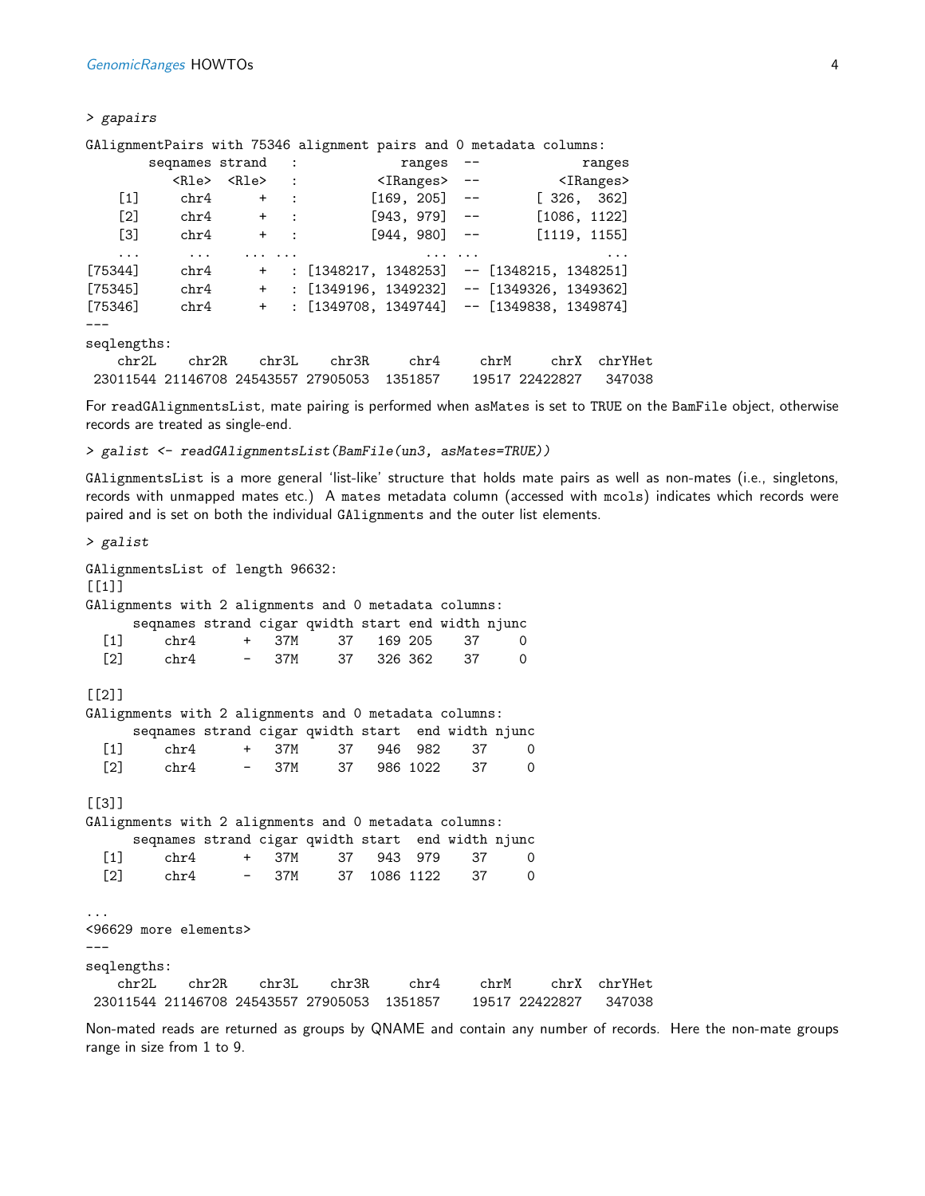```
> gapairs
GAlignmentPairs with 75346 alignment pairs and 0 metadata columns:
          seqnames strand   :              ranges  --              ranges
             <Rle>  <Rle>   :           <IRanges>  --           <IRanges>
      [1]     chr4      +   :          [169, 205]  --        [ 326,  362]
      [2]     chr4      +   :          [943, 979]  --        [1086, 1122]
      [3]     chr4      +   :          [944, 980]  --        [1119, 1155]
      ...      ...    ... ...                 ... ...                 ...
  [75344]     chr4      +   : [1348217, 1348253]  -- [1348215, 1348251]
  [75345]     chr4      +   : [1349196, 1349232]  -- [1349326, 1349362]
  [75346]     chr4      +   : [1349708, 1349744]  -- [1349838, 1349874]
  ---
  seqlengths:
       chr2L     chr2R     chr3L     chr3R      chr4      chrM      chrX  chrYHet
    23011544  21146708  24543557  27905053   1351857     19517  22422827   347038
```

For readGAlignmentsList, mate pairing is performed when asMates is set to TRUE on the BamFile object, otherwise records are treated as single-end.

```
> galist <- readGAlignmentsList(BamFile(un3, asMates=TRUE))
```

GAlignmentsList is a more general 'list-like' structure that holds mate pairs as well as non-mates (i.e., singletons, records with unmapped mates etc.) A mates metadata column (accessed with mcols) indicates which records were paired and is set on both the individual GAlignments and the outer list elements.

```
> galist
GAlignmentsList of length 96632:
[[1]]
GAlignments with 2 alignments and 0 metadata columns:
      seqnames strand cigar qwidth start end width njunc
  [1]     chr4      +   37M     37   169 205    37     0
  [2]     chr4      -   37M     37   326 362    37     0

[[2]]
GAlignments with 2 alignments and 0 metadata columns:
      seqnames strand cigar qwidth start  end width njunc
  [1]     chr4      +   37M     37   946  982    37     0
  [2]     chr4      -   37M     37   986 1022    37     0

[[3]]
GAlignments with 2 alignments and 0 metadata columns:
      seqnames strand cigar qwidth start  end width njunc
  [1]     chr4      +   37M     37   943  979    37     0
  [2]     chr4      -   37M     37  1086 1122    37     0

...
<96629 more elements>
---
seqlengths:
     chr2L     chr2R     chr3L     chr3R      chr4      chrM      chrX  chrYHet
  23011544  21146708  24543557  27905053   1351857     19517  22422827   347038
```

Non-mated reads are returned as groups by QNAME and contain any number of records. Here the non-mate groups range in size from 1 to 9.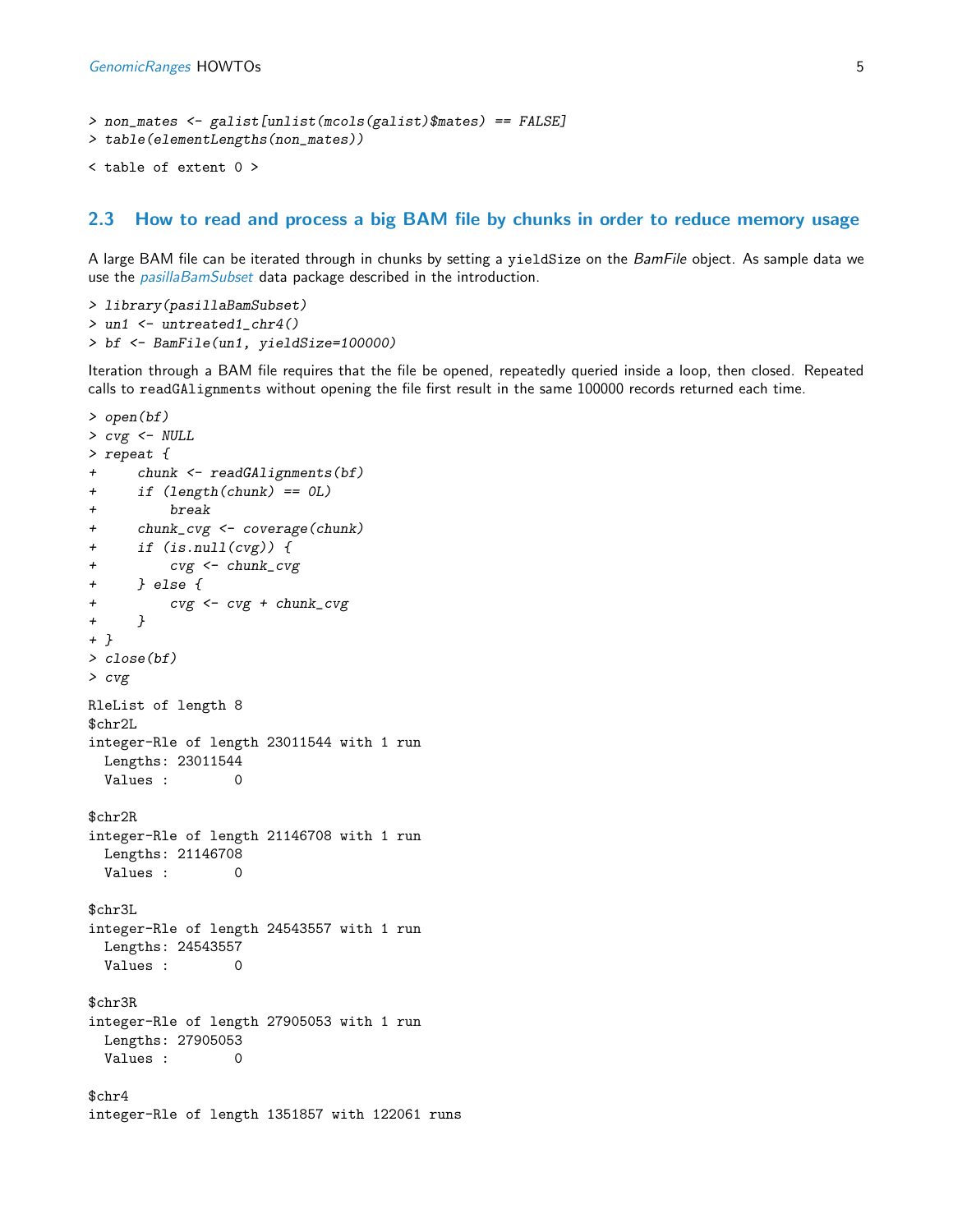```
> non_mates <- galist[unlist(mcols(galist)$mates) == FALSE]
> table(elementLengths(non_mates))

< table of extent 0 >
```

## 2.3 How to read and process a big BAM file by chunks in order to reduce memory usage

A large BAM file can be iterated through in chunks by setting a `yieldSize` on the *BamFile* object. As sample data we use the *pasillaBamSubset* data package described in the introduction.

```
> library(pasillaBamSubset)
> un1 <- untreated1_chr4()
> bf <- BamFile(un1, yieldSize=100000)
```

Iteration through a BAM file requires that the file be opened, repeatedly queried inside a loop, then closed. Repeated calls to `readGAlignments` without opening the file first result in the same 100000 records returned each time.

```
> open(bf)
> cvg <- NULL
> repeat {
+     chunk <- readGAlignments(bf)
+     if (length(chunk) == 0L)
+         break
+     chunk_cvg <- coverage(chunk)
+     if (is.null(cvg)) {
+         cvg <- chunk_cvg
+     } else {
+         cvg <- cvg + chunk_cvg
+     }
+ }
> close(bf)
> cvg

RleList of length 8
$chr2L
integer-Rle of length 23011544 with 1 run
  Lengths: 23011544
  Values :        0

$chr2R
integer-Rle of length 21146708 with 1 run
  Lengths: 21146708
  Values :        0

$chr3L
integer-Rle of length 24543557 with 1 run
  Lengths: 24543557
  Values :        0

$chr3R
integer-Rle of length 27905053 with 1 run
  Lengths: 27905053
  Values :        0

$chr4
integer-Rle of length 1351857 with 122061 runs
```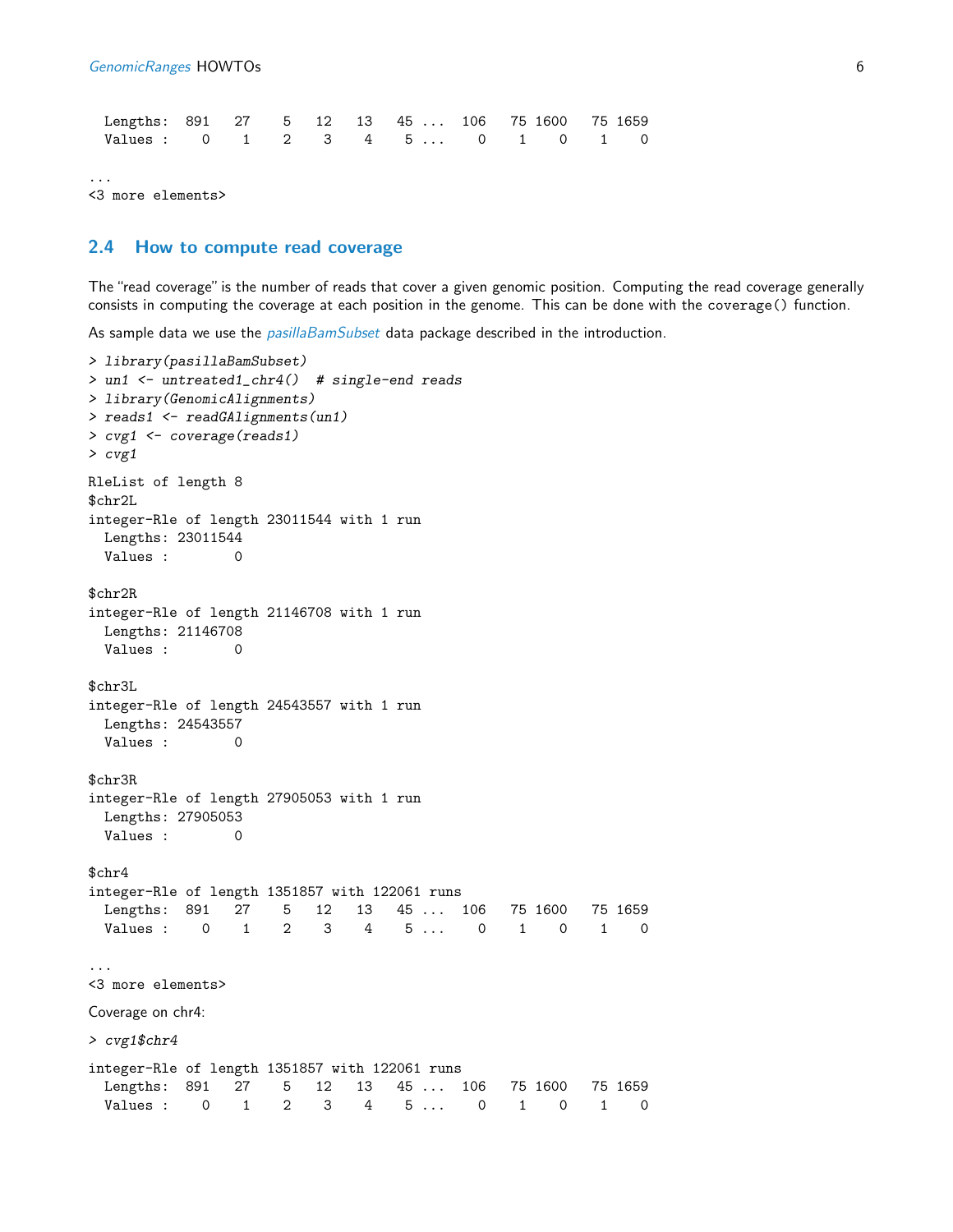```
  Lengths:  891   27    5   12   13   45 ...  106   75 1600   75 1659
  Values :    0    1    2    3    4    5 ...    0    1    0    1    0

...
<3 more elements>
```

## 2.4 How to compute read coverage

The "read coverage" is the number of reads that cover a given genomic position. Computing the read coverage generally consists in computing the coverage at each position in the genome. This can be done with the `coverage()` function.

As sample data we use the *pasillaBamSubset* data package described in the introduction.

```
> library(pasillaBamSubset)
> un1 <- untreated1_chr4()  # single-end reads
> library(GenomicAlignments)
> reads1 <- readGAlignments(un1)
> cvg1 <- coverage(reads1)
> cvg1

RleList of length 8
$chr2L
integer-Rle of length 23011544 with 1 run
  Lengths: 23011544
  Values :        0

$chr2R
integer-Rle of length 21146708 with 1 run
  Lengths: 21146708
  Values :        0

$chr3L
integer-Rle of length 24543557 with 1 run
  Lengths: 24543557
  Values :        0

$chr3R
integer-Rle of length 27905053 with 1 run
  Lengths: 27905053
  Values :        0

$chr4
integer-Rle of length 1351857 with 122061 runs
  Lengths:  891   27    5   12   13   45 ...  106   75 1600   75 1659
  Values :    0    1    2    3    4    5 ...    0    1    0    1    0

...
<3 more elements>
```

Coverage on chr4:

```
> cvg1$chr4

integer-Rle of length 1351857 with 122061 runs
  Lengths:  891   27    5   12   13   45 ...  106   75 1600   75 1659
  Values :    0    1    2    3    4    5 ...    0    1    0    1    0
```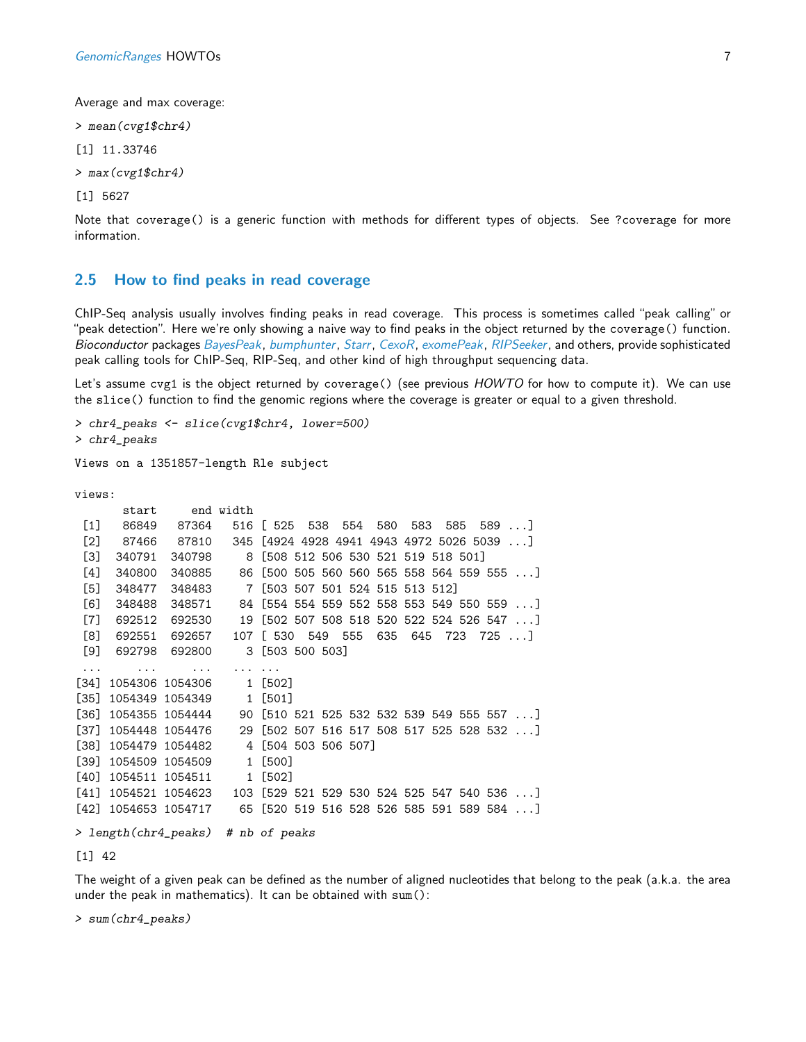Average and max coverage:

```
> mean(cvg1$chr4)
[1] 11.33746
> max(cvg1$chr4)
[1] 5627
```

Note that `coverage()` is a generic function with methods for different types of objects. See `?coverage` for more information.

## 2.5 How to find peaks in read coverage

ChIP-Seq analysis usually involves finding peaks in read coverage. This process is sometimes called "peak calling" or "peak detection". Here we're only showing a naive way to find peaks in the object returned by the `coverage()` function. *Bioconductor* packages *BayesPeak*, *bumphunter*, *Starr*, *CexoR*, *exomePeak*, *RIPSeeker*, and others, provide sophisticated peak calling tools for ChIP-Seq, RIP-Seq, and other kind of high throughput sequencing data.

Let's assume `cvg1` is the object returned by `coverage()` (see previous *HOWTO* for how to compute it). We can use the `slice()` function to find the genomic regions where the coverage is greater or equal to a given threshold.

```
> chr4_peaks <- slice(cvg1$chr4, lower=500)
> chr4_peaks
Views on a 1351857-length Rle subject

views:
       start     end width
 [1]   86849   87364   516 [ 525  538  554  580  583  585  589 ...]
 [2]   87466   87810   345 [4924 4928 4941 4943 4972 5026 5039 ...]
 [3]  340791  340798     8 [508 512 506 530 521 519 518 501]
 [4]  340800  340885    86 [500 505 560 560 565 558 564 559 555 ...]
 [5]  348477  348483     7 [503 507 501 524 515 513 512]
 [6]  348488  348571    84 [554 554 559 552 558 553 549 550 559 ...]
 [7]  692512  692530    19 [502 507 508 518 520 522 524 526 547 ...]
 [8]  692551  692657   107 [ 530  549  555  635  645  723  725 ...]
 [9]  692798  692800     3 [503 500 503]
 ...     ...     ...   ... ...
[34] 1054306 1054306     1 [502]
[35] 1054349 1054349     1 [501]
[36] 1054355 1054444    90 [510 521 525 532 532 539 549 555 557 ...]
[37] 1054448 1054476    29 [502 507 516 517 508 517 525 528 532 ...]
[38] 1054479 1054482     4 [504 503 506 507]
[39] 1054509 1054509     1 [500]
[40] 1054511 1054511     1 [502]
[41] 1054521 1054623   103 [529 521 529 530 524 525 547 540 536 ...]
[42] 1054653 1054717    65 [520 519 516 528 526 585 591 589 584 ...]
> length(chr4_peaks)  # nb of peaks
[1] 42
```

The weight of a given peak can be defined as the number of aligned nucleotides that belong to the peak (a.k.a. the area under the peak in mathematics). It can be obtained with `sum()`:

```
> sum(chr4_peaks)
```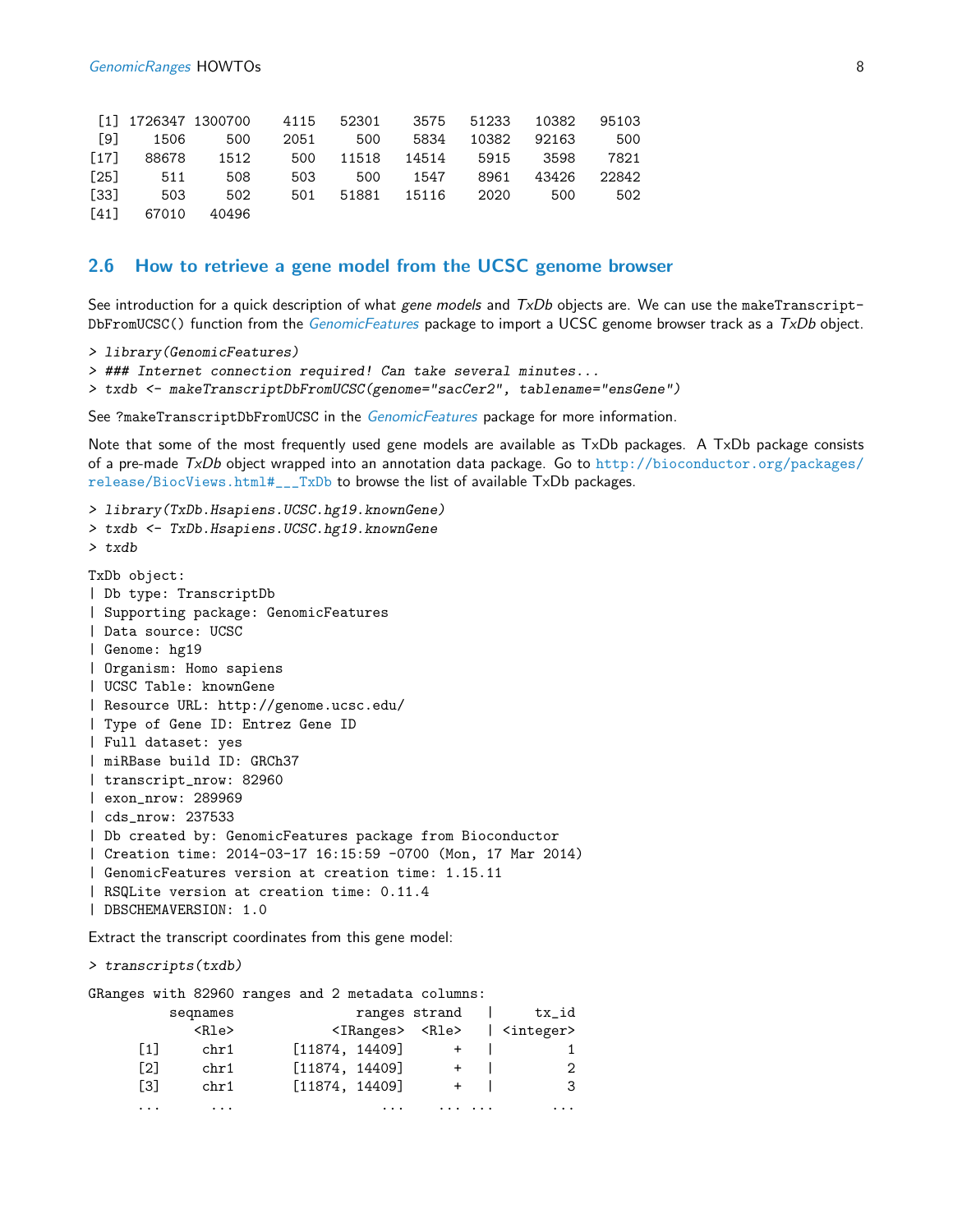```
 [1] 1726347 1300700    4115   52301    3575   51233   10382   95103
 [9]    1506     500    2051     500    5834   10382   92163     500
[17]   88678    1512     500   11518   14514    5915    3598    7821
[25]     511     508     503     500    1547    8961   43426   22842
[33]     503     502     501   51881   15116    2020     500     502
[41]   67010   40496
```

## 2.6 How to retrieve a gene model from the UCSC genome browser

See introduction for a quick description of what *gene models* and *TxDb* objects are. We can use the makeTranscriptDbFromUCSC() function from the *GenomicFeatures* package to import a UCSC genome browser track as a *TxDb* object.

```
> library(GenomicFeatures)
> ### Internet connection required! Can take several minutes...
> txdb <- makeTranscriptDbFromUCSC(genome="sacCer2", tablename="ensGene")
```

See ?makeTranscriptDbFromUCSC in the *GenomicFeatures* package for more information.

Note that some of the most frequently used gene models are available as TxDb packages. A TxDb package consists of a pre-made *TxDb* object wrapped into an annotation data package. Go to http://bioconductor.org/packages/release/BiocViews.html#___TxDb to browse the list of available TxDb packages.

```
> library(TxDb.Hsapiens.UCSC.hg19.knownGene)
> txdb <- TxDb.Hsapiens.UCSC.hg19.knownGene
> txdb
```

```
TxDb object:
| Db type: TranscriptDb
| Supporting package: GenomicFeatures
| Data source: UCSC
| Genome: hg19
| Organism: Homo sapiens
| UCSC Table: knownGene
| Resource URL: http://genome.ucsc.edu/
| Type of Gene ID: Entrez Gene ID
| Full dataset: yes
| miRBase build ID: GRCh37
| transcript_nrow: 82960
| exon_nrow: 289969
| cds_nrow: 237533
| Db created by: GenomicFeatures package from Bioconductor
| Creation time: 2014-03-17 16:15:59 -0700 (Mon, 17 Mar 2014)
| GenomicFeatures version at creation time: 1.15.11
| RSQLite version at creation time: 0.11.4
| DBSCHEMAVERSION: 1.0
```

Extract the transcript coordinates from this gene model:

```
> transcripts(txdb)
```

```
GRanges with 82960 ranges and 2 metadata columns:
          seqnames           ranges strand   |     tx_id
             <Rle>        <IRanges>  <Rle>   | <integer>
      [1]     chr1   [11874, 14409]      +   |         1
      [2]     chr1   [11874, 14409]      +   |         2
      [3]     chr1   [11874, 14409]      +   |         3
      ...      ...              ...    ... ...       ...
```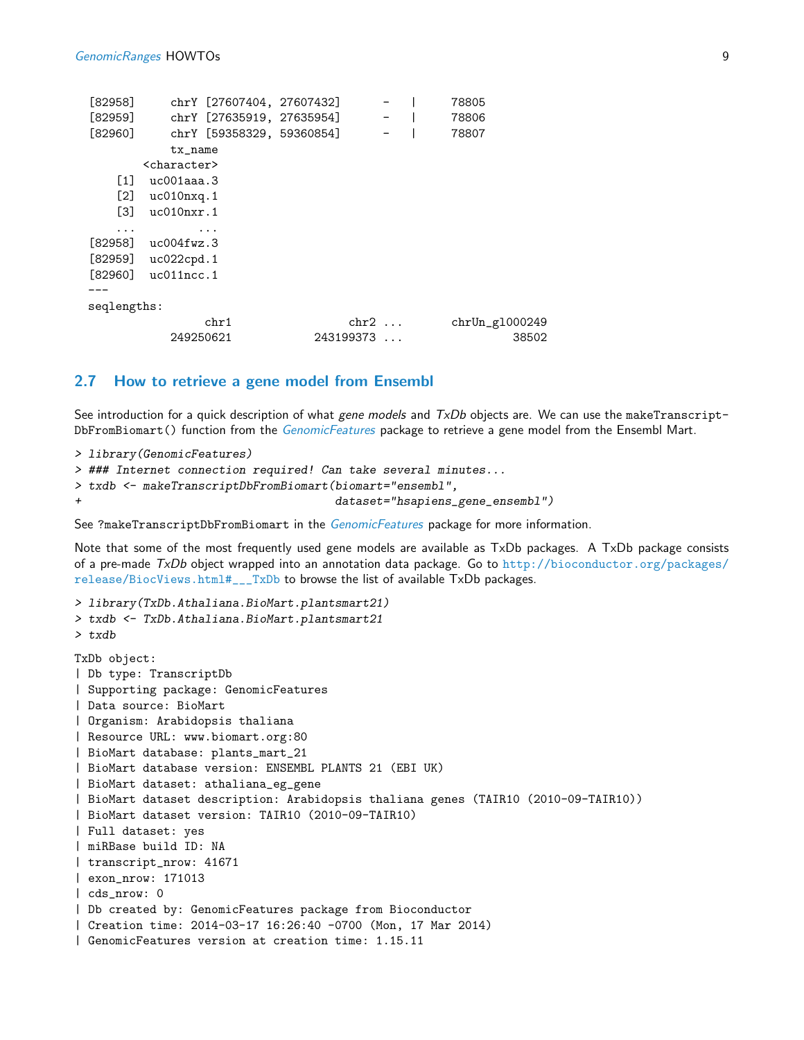```
[82958]     chrY [27607404, 27607432]      -   |     78805
[82959]     chrY [27635919, 27635954]      -   |     78806
[82960]     chrY [59358329, 59360854]      -   |     78807
            tx_name
        <character>
    [1]  uc001aaa.3
    [2]  uc010nxq.1
    [3]  uc010nxr.1
    ...         ...
[82958]  uc004fwz.3
[82959]  uc022cpd.1
[82960]  uc011ncc.1
---
seqlengths:
                 chr1                 chr2 ...       chrUn_gl000249
            249250621            243199373 ...                38502
```

## 2.7 How to retrieve a gene model from Ensembl

See introduction for a quick description of what *gene models* and *TxDb* objects are. We can use the makeTranscriptDbFromBiomart() function from the *GenomicFeatures* package to retrieve a gene model from the Ensembl Mart.

```
> library(GenomicFeatures)
> ### Internet connection required! Can take several minutes...
> txdb <- makeTranscriptDbFromBiomart(biomart="ensembl",
+                                     dataset="hsapiens_gene_ensembl")
```

See ?makeTranscriptDbFromBiomart in the *GenomicFeatures* package for more information.

Note that some of the most frequently used gene models are available as TxDb packages. A TxDb package consists of a pre-made *TxDb* object wrapped into an annotation data package. Go to http://bioconductor.org/packages/release/BiocViews.html#___TxDb to browse the list of available TxDb packages.

```
> library(TxDb.Athaliana.BioMart.plantsmart21)
> txdb <- TxDb.Athaliana.BioMart.plantsmart21
> txdb
```

```
TxDb object:
| Db type: TranscriptDb
| Supporting package: GenomicFeatures
| Data source: BioMart
| Organism: Arabidopsis thaliana
| Resource URL: www.biomart.org:80
| BioMart database: plants_mart_21
| BioMart database version: ENSEMBL PLANTS 21 (EBI UK)
| BioMart dataset: athaliana_eg_gene
| BioMart dataset description: Arabidopsis thaliana genes (TAIR10 (2010-09-TAIR10))
| BioMart dataset version: TAIR10 (2010-09-TAIR10)
| Full dataset: yes
| miRBase build ID: NA
| transcript_nrow: 41671
| exon_nrow: 171013
| cds_nrow: 0
| Db created by: GenomicFeatures package from Bioconductor
| Creation time: 2014-03-17 16:26:40 -0700 (Mon, 17 Mar 2014)
| GenomicFeatures version at creation time: 1.15.11
```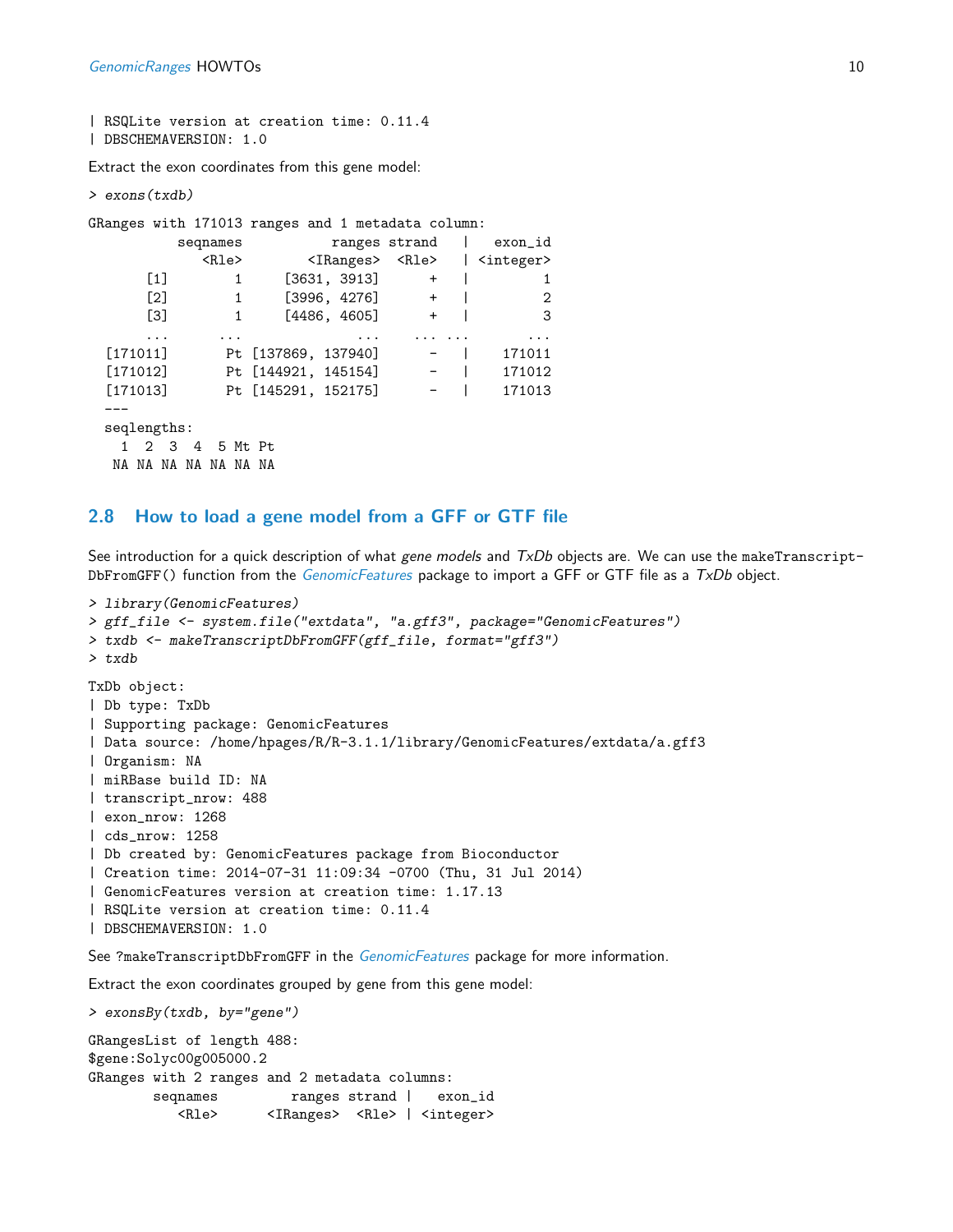```
| RSQLite version at creation time: 0.11.4
| DBSCHEMAVERSION: 1.0
```

Extract the exon coordinates from this gene model:

```
> exons(txdb)
```

```
GRanges with 171013 ranges and 1 metadata column:
           seqnames           ranges strand   |   exon_id
              <Rle>        <IRanges>  <Rle>   | <integer>
       [1]        1     [3631, 3913]      +   |         1
       [2]        1     [3996, 4276]      +   |         2
       [3]        1     [4486, 4605]      +   |         3
       ...      ...              ...    ... ...       ...
  [171011]       Pt [137869, 137940]      -   |    171011
  [171012]       Pt [144921, 145154]      -   |    171012
  [171013]       Pt [145291, 152175]      -   |    171013
  ---
  seqlengths:
    1  2  3  4  5 Mt Pt
   NA NA NA NA NA NA NA
```

## 2.8 How to load a gene model from a GFF or GTF file

See introduction for a quick description of what *gene models* and *TxDb* objects are. We can use the makeTranscriptDbFromGFF() function from the *GenomicFeatures* package to import a GFF or GTF file as a *TxDb* object.

```
> library(GenomicFeatures)
> gff_file <- system.file("extdata", "a.gff3", package="GenomicFeatures")
> txdb <- makeTranscriptDbFromGFF(gff_file, format="gff3")
> txdb
```

```
TxDb object:
| Db type: TxDb
| Supporting package: GenomicFeatures
| Data source: /home/hpages/R/R-3.1.1/library/GenomicFeatures/extdata/a.gff3
| Organism: NA
| miRBase build ID: NA
| transcript_nrow: 488
| exon_nrow: 1268
| cds_nrow: 1258
| Db created by: GenomicFeatures package from Bioconductor
| Creation time: 2014-07-31 11:09:34 -0700 (Thu, 31 Jul 2014)
| GenomicFeatures version at creation time: 1.17.13
| RSQLite version at creation time: 0.11.4
| DBSCHEMAVERSION: 1.0
```

See ?makeTranscriptDbFromGFF in the *GenomicFeatures* package for more information.

Extract the exon coordinates grouped by gene from this gene model:

```
> exonsBy(txdb, by="gene")
```

```
GRangesList of length 488:
$gene:Solyc00g005000.2
GRanges with 2 ranges and 2 metadata columns:
        seqnames         ranges strand |   exon_id
           <Rle>      <IRanges>  <Rle> | <integer>
```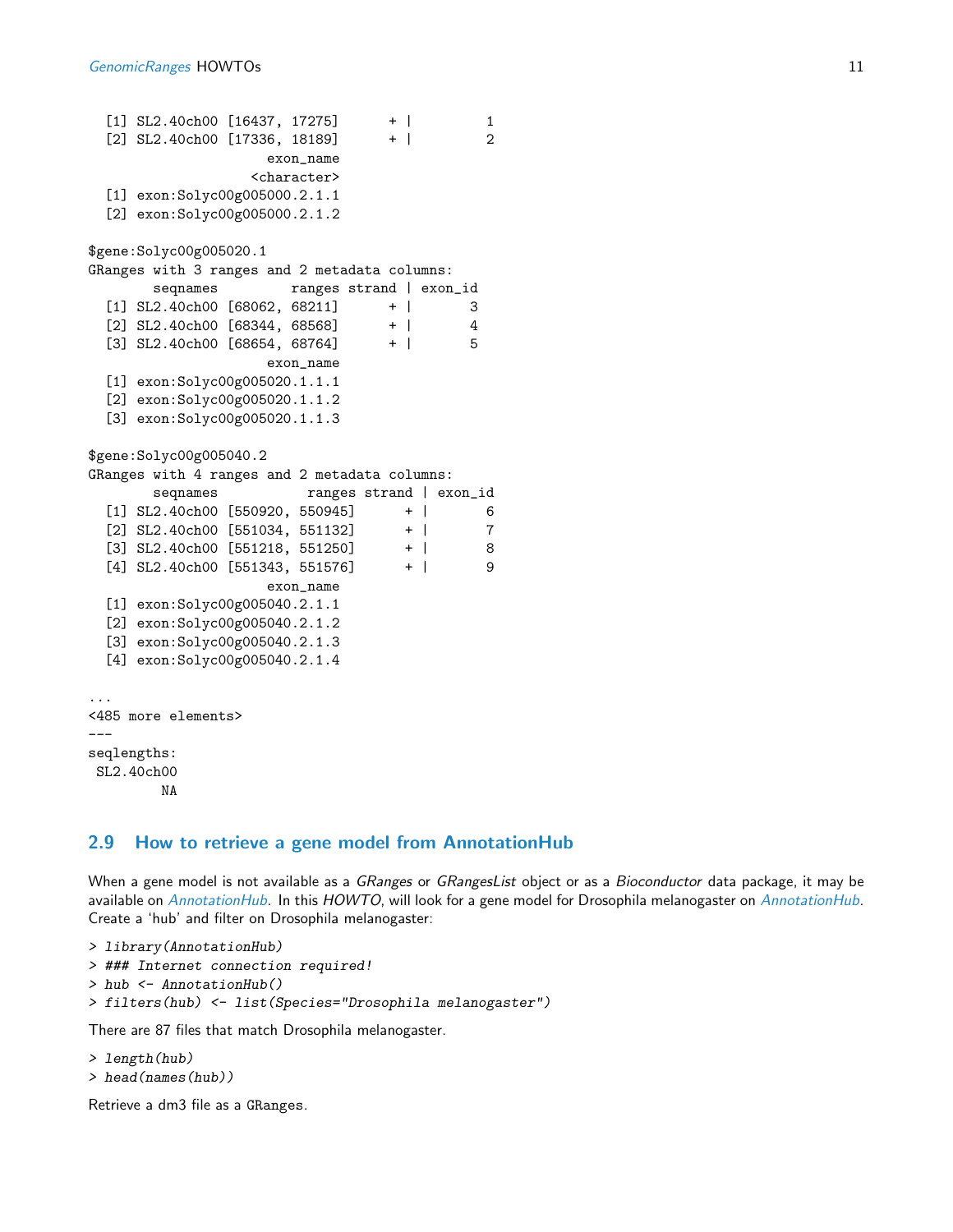```
  [1] SL2.40ch00 [16437, 17275]      + |         1
  [2] SL2.40ch00 [17336, 18189]      + |         2
                    exon_name
                  <character>
  [1] exon:Solyc00g005000.2.1.1
  [2] exon:Solyc00g005000.2.1.2

$gene:Solyc00g005020.1
GRanges with 3 ranges and 2 metadata columns:
       seqnames         ranges strand | exon_id
  [1] SL2.40ch00 [68062, 68211]      + |       3
  [2] SL2.40ch00 [68344, 68568]      + |       4
  [3] SL2.40ch00 [68654, 68764]      + |       5
                    exon_name
  [1] exon:Solyc00g005020.1.1.1
  [2] exon:Solyc00g005020.1.1.2
  [3] exon:Solyc00g005020.1.1.3

$gene:Solyc00g005040.2
GRanges with 4 ranges and 2 metadata columns:
       seqnames           ranges strand | exon_id
  [1] SL2.40ch00 [550920, 550945]      + |       6
  [2] SL2.40ch00 [551034, 551132]      + |       7
  [3] SL2.40ch00 [551218, 551250]      + |       8
  [4] SL2.40ch00 [551343, 551576]      + |       9
                    exon_name
  [1] exon:Solyc00g005040.2.1.1
  [2] exon:Solyc00g005040.2.1.2
  [3] exon:Solyc00g005040.2.1.3
  [4] exon:Solyc00g005040.2.1.4

...
<485 more elements>
---
seqlengths:
 SL2.40ch00
         NA
```

## 2.9 How to retrieve a gene model from AnnotationHub

When a gene model is not available as a *GRanges* or *GRangesList* object or as a *Bioconductor* data package, it may be available on *AnnotationHub*. In this *HOWTO*, will look for a gene model for Drosophila melanogaster on *AnnotationHub*. Create a 'hub' and filter on Drosophila melanogaster:

```
> library(AnnotationHub)
> ### Internet connection required!
> hub <- AnnotationHub()
> filters(hub) <- list(Species="Drosophila melanogaster")
```

There are 87 files that match Drosophila melanogaster.

```
> length(hub)
> head(names(hub))
```

Retrieve a dm3 file as a GRanges.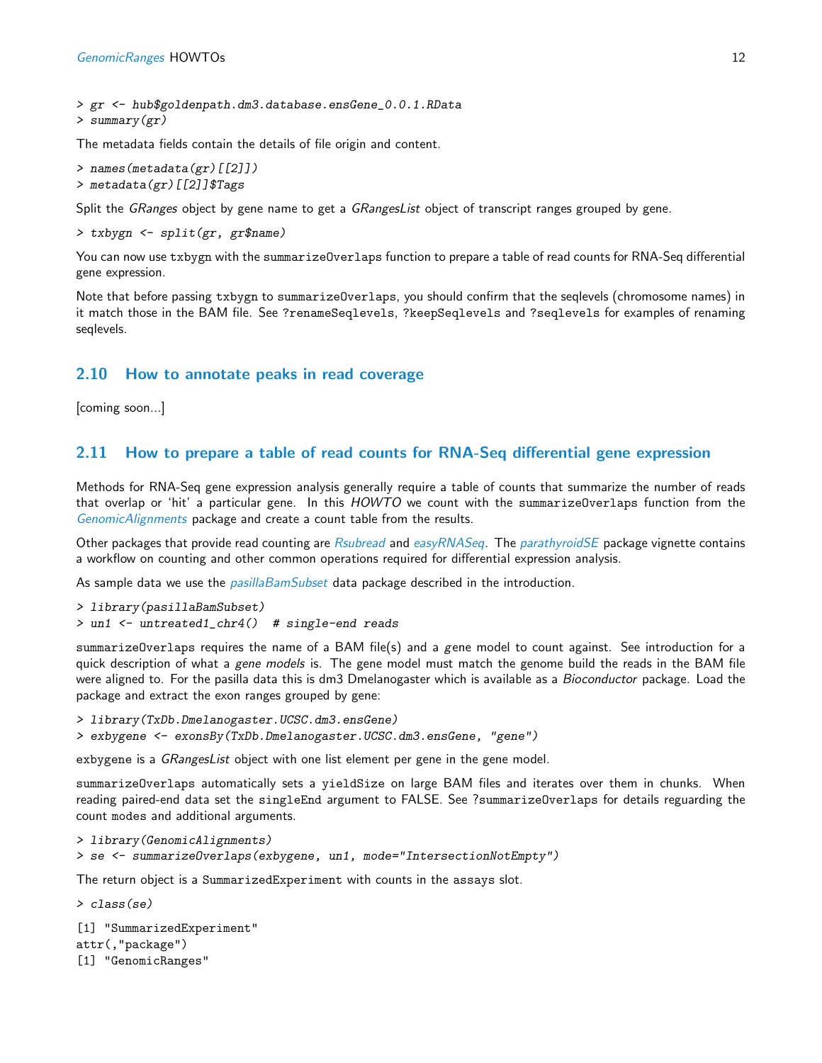```
> gr <- hub$goldenpath.dm3.database.ensGene_0.0.1.RData
> summary(gr)
```

The metadata fields contain the details of file origin and content.

```
> names(metadata(gr)[[2]])
> metadata(gr)[[2]]$Tags
```

Split the *GRanges* object by gene name to get a *GRangesList* object of transcript ranges grouped by gene.

```
> txbygn <- split(gr, gr$name)
```

You can now use txbygn with the summarizeOverlaps function to prepare a table of read counts for RNA-Seq differential gene expression.

Note that before passing txbygn to summarizeOverlaps, you should confirm that the seqlevels (chromosome names) in it match those in the BAM file. See ?renameSeqlevels, ?keepSeqlevels and ?seqlevels for examples of renaming seqlevels.

## 2.10 How to annotate peaks in read coverage

[coming soon...]

## 2.11 How to prepare a table of read counts for RNA-Seq differential gene expression

Methods for RNA-Seq gene expression analysis generally require a table of counts that summarize the number of reads that overlap or 'hit' a particular gene. In this *HOWTO* we count with the summarizeOverlaps function from the *GenomicAlignments* package and create a count table from the results.

Other packages that provide read counting are *Rsubread* and *easyRNASeq*. The *parathyroidSE* package vignette contains a workflow on counting and other common operations required for differential expression analysis.

As sample data we use the *pasillaBamSubset* data package described in the introduction.

```
> library(pasillaBamSubset)
> un1 <- untreated1_chr4()  # single-end reads
```

summarizeOverlaps requires the name of a BAM file(s) and a gene model to count against. See introduction for a quick description of what a *gene models* is. The gene model must match the genome build the reads in the BAM file were aligned to. For the pasilla data this is dm3 Dmelanogaster which is available as a *Bioconductor* package. Load the package and extract the exon ranges grouped by gene:

```
> library(TxDb.Dmelanogaster.UCSC.dm3.ensGene)
> exbygene <- exonsBy(TxDb.Dmelanogaster.UCSC.dm3.ensGene, "gene")
```

exbygene is a *GRangesList* object with one list element per gene in the gene model.

summarizeOverlaps automatically sets a yieldSize on large BAM files and iterates over them in chunks. When reading paired-end data set the singleEnd argument to FALSE. See ?summarizeOverlaps for details reguarding the count modes and additional arguments.

```
> library(GenomicAlignments)
> se <- summarizeOverlaps(exbygene, un1, mode="IntersectionNotEmpty")
```

The return object is a SummarizedExperiment with counts in the assays slot.

```
> class(se)
[1] "SummarizedExperiment"
attr(,"package")
[1] "GenomicRanges"
```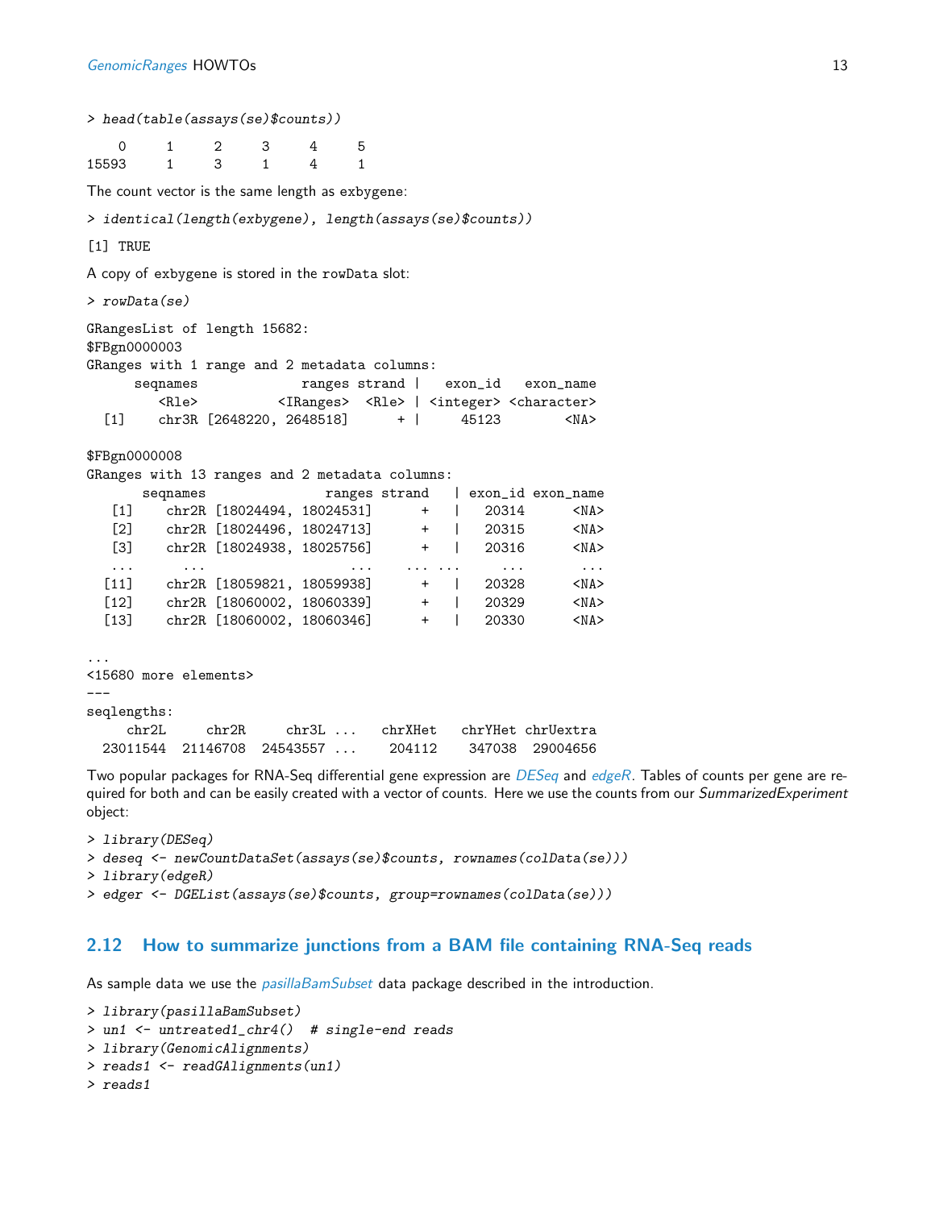```
> head(table(assays(se)$counts))

    0     1     2     3     4     5
15593     1     3     1     4     1
```

The count vector is the same length as exbygene:

```
> identical(length(exbygene), length(assays(se)$counts))

[1] TRUE
```

A copy of exbygene is stored in the rowData slot:

```
> rowData(se)

GRangesList of length 15682:
$FBgn0000003
GRanges with 1 range and 2 metadata columns:
      seqnames             ranges strand |   exon_id   exon_name
         <Rle>          <IRanges>  <Rle> | <integer> <character>
  [1]    chr3R [2648220, 2648518]      + |     45123        <NA>

$FBgn0000008
GRanges with 13 ranges and 2 metadata columns:
       seqnames               ranges strand   | exon_id exon_name
   [1]    chr2R [18024494, 18024531]      +   |   20314      <NA>
   [2]    chr2R [18024496, 18024713]      +   |   20315      <NA>
   [3]    chr2R [18024938, 18025756]      +   |   20316      <NA>
   ...      ...                  ...    ... ...     ...       ...
  [11]    chr2R [18059821, 18059938]      +   |   20328      <NA>
  [12]    chr2R [18060002, 18060339]      +   |   20329      <NA>
  [13]    chr2R [18060002, 18060346]      +   |   20330      <NA>

...
<15680 more elements>
---
seqlengths:
     chr2L     chr2R     chr3L ...   chrXHet   chrYHet chrUextra
  23011544  21146708  24543557 ...    204112    347038  29004656
```

Two popular packages for RNA-Seq differential gene expression are *DESeq* and *edgeR*. Tables of counts per gene are required for both and can be easily created with a vector of counts. Here we use the counts from our *SummarizedExperiment* object:

```
> library(DESeq)
> deseq <- newCountDataSet(assays(se)$counts, rownames(colData(se)))
> library(edgeR)
> edger <- DGEList(assays(se)$counts, group=rownames(colData(se)))
```

## 2.12 How to summarize junctions from a BAM file containing RNA-Seq reads

As sample data we use the *pasillaBamSubset* data package described in the introduction.

```
> library(pasillaBamSubset)
> un1 <- untreated1_chr4()  # single-end reads
> library(GenomicAlignments)
> reads1 <- readGAlignments(un1)
> reads1
```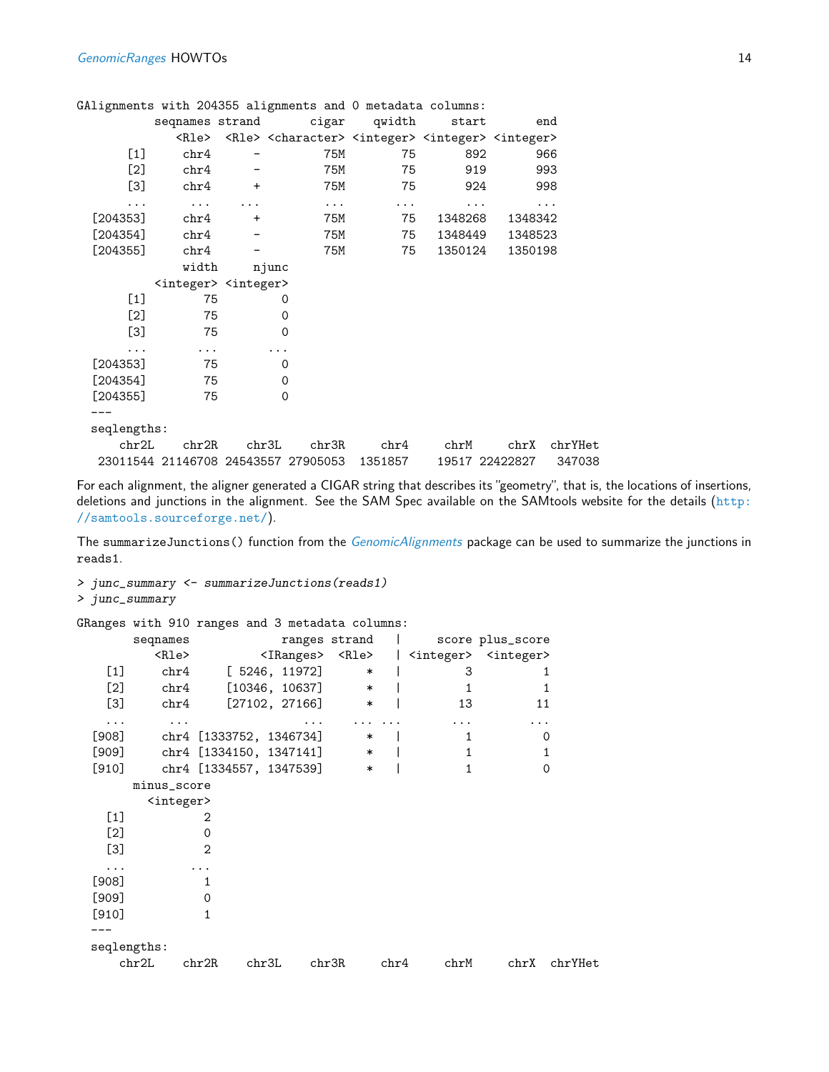```
GAlignments with 204355 alignments and 0 metadata columns:
           seqnames strand       cigar    qwidth     start       end
              <Rle>  <Rle> <character> <integer> <integer> <integer>
       [1]     chr4      -         75M        75       892       966
       [2]     chr4      -         75M        75       919       993
       [3]     chr4      +         75M        75       924       998
       ...      ...    ...         ...       ...       ...       ...
  [204353]     chr4      +         75M        75   1348268   1348342
  [204354]     chr4      -         75M        75   1348449   1348523
  [204355]     chr4      -         75M        75   1350124   1350198
               width     njunc
           <integer> <integer>
       [1]        75         0
       [2]        75         0
       [3]        75         0
       ...       ...       ...
  [204353]        75         0
  [204354]        75         0
  [204355]        75         0
  ---
  seqlengths:
      chr2L    chr2R    chr3L    chr3R     chr4     chrM     chrX  chrYHet
   23011544 21146708 24543557 27905053  1351857    19517 22422827   347038
```

For each alignment, the aligner generated a CIGAR string that describes its "geometry", that is, the locations of insertions, deletions and junctions in the alignment. See the SAM Spec available on the SAMtools website for the details (http://samtools.sourceforge.net/).

The summarizeJunctions() function from the *GenomicAlignments* package can be used to summarize the junctions in reads1.

```
> junc_summary <- summarizeJunctions(reads1)
> junc_summary
```

```
GRanges with 910 ranges and 3 metadata columns:
       seqnames             ranges strand   |     score plus_score
          <Rle>          <IRanges>  <Rle>   | <integer>  <integer>
    [1]     chr4     [ 5246, 11972]      *   |         3          1
    [2]     chr4     [10346, 10637]      *   |         1          1
    [3]     chr4     [27102, 27166]      *   |        13         11
    ...      ...                ...    ... ...       ...        ...
  [908]     chr4 [1333752, 1346734]      *   |         1          0
  [909]     chr4 [1334150, 1347141]      *   |         1          1
  [910]     chr4 [1334557, 1347539]      *   |         1          0
       minus_score
         <integer>
    [1]          2
    [2]          0
    [3]          2
    ...        ...
  [908]          1
  [909]          0
  [910]          1
  ---
  seqlengths:
      chr2L    chr2R    chr3L    chr3R     chr4     chrM     chrX  chrYHet
```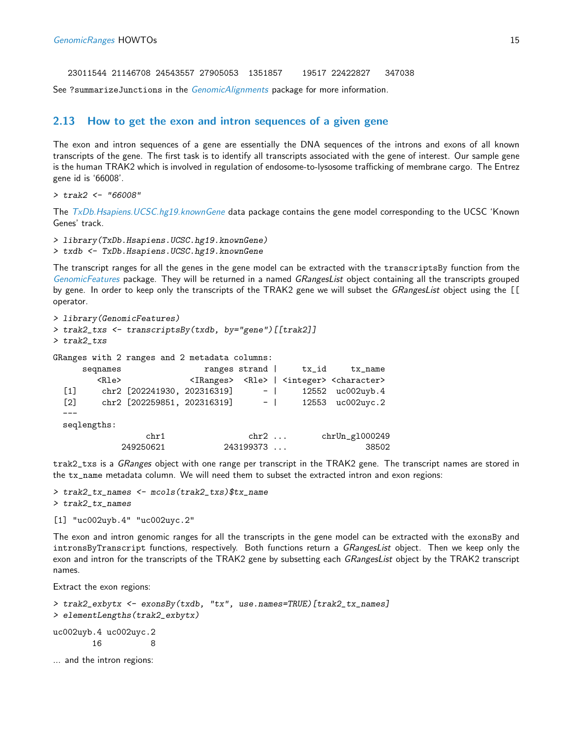```
23011544 21146708 24543557 27905053  1351857    19517 22422827   347038
```

See ?summarizeJunctions in the *GenomicAlignments* package for more information.

## 2.13 How to get the exon and intron sequences of a given gene

The exon and intron sequences of a gene are essentially the DNA sequences of the introns and exons of all known transcripts of the gene. The first task is to identify all transcripts associated with the gene of interest. Our sample gene is the human TRAK2 which is involved in regulation of endosome-to-lysosome trafficking of membrane cargo. The Entrez gene id is '66008'.

```
> trak2 <- "66008"
```

The *TxDb.Hsapiens.UCSC.hg19.knownGene* data package contains the gene model corresponding to the UCSC 'Known Genes' track.

```
> library(TxDb.Hsapiens.UCSC.hg19.knownGene)
> txdb <- TxDb.Hsapiens.UCSC.hg19.knownGene
```

The transcript ranges for all the genes in the gene model can be extracted with the transcriptsBy function from the *GenomicFeatures* package. They will be returned in a named *GRangesList* object containing all the transcripts grouped by gene. In order to keep only the transcripts of the TRAK2 gene we will subset the *GRangesList* object using the [[ operator.

```
> library(GenomicFeatures)
> trak2_txs <- transcriptsBy(txdb, by="gene")[[trak2]]
> trak2_txs

GRanges with 2 ranges and 2 metadata columns:
      seqnames                 ranges strand |     tx_id     tx_name
         <Rle>              <IRanges>  <Rle> | <integer> <character>
  [1]     chr2 [202241930, 202316319]      - |     12552  uc002uyb.4
  [2]     chr2 [202259851, 202316319]      - |     12553  uc002uyc.2
  ---
  seqlengths:
                  chr1                 chr2 ...       chrUn_gl000249
             249250621            243199373 ...                38502
```

trak2_txs is a *GRanges* object with one range per transcript in the TRAK2 gene. The transcript names are stored in the tx_name metadata column. We will need them to subset the extracted intron and exon regions:

```
> trak2_tx_names <- mcols(trak2_txs)$tx_name
> trak2_tx_names

[1] "uc002uyb.4" "uc002uyc.2"
```

The exon and intron genomic ranges for all the transcripts in the gene model can be extracted with the exonsBy and intronsByTranscript functions, respectively. Both functions return a *GRangesList* object. Then we keep only the exon and intron for the transcripts of the TRAK2 gene by subsetting each *GRangesList* object by the TRAK2 transcript names.

Extract the exon regions:

```
> trak2_exbytx <- exonsBy(txdb, "tx", use.names=TRUE)[trak2_tx_names]
> elementLengths(trak2_exbytx)

uc002uyb.4 uc002uyc.2
        16          8
```

... and the intron regions: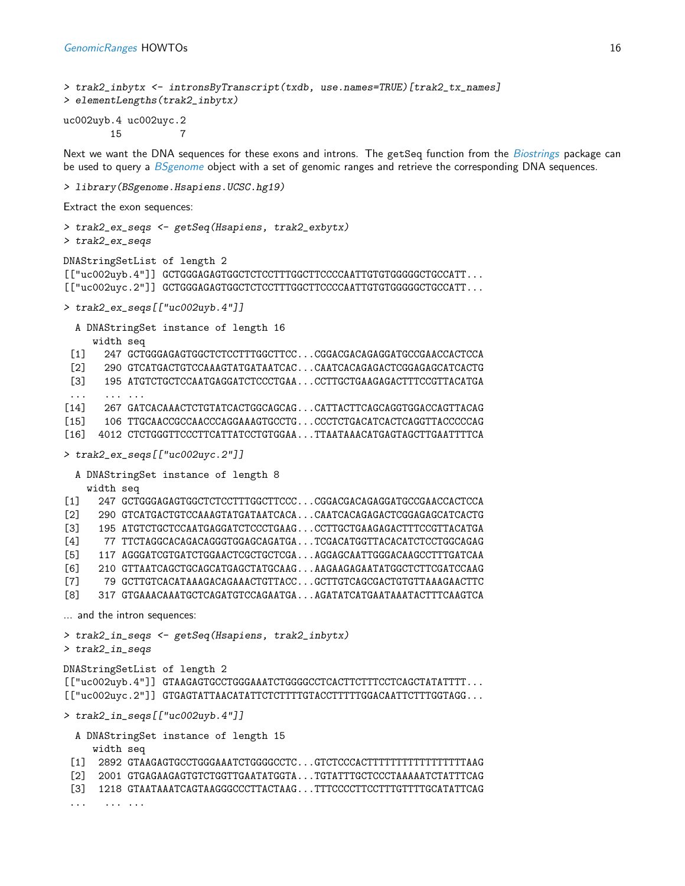```
> trak2_inbytx <- intronsByTranscript(txdb, use.names=TRUE)[trak2_tx_names]
> elementLengths(trak2_inbytx)

uc002uyb.4 uc002uyc.2
        15          7
```

Next we want the DNA sequences for these exons and introns. The getSeq function from the *Biostrings* package can be used to query a *BSgenome* object with a set of genomic ranges and retrieve the corresponding DNA sequences.

```
> library(BSgenome.Hsapiens.UCSC.hg19)
```

Extract the exon sequences:

```
> trak2_ex_seqs <- getSeq(Hsapiens, trak2_exbytx)
> trak2_ex_seqs

DNAStringSetList of length 2
[["uc002uyb.4"]] GCTGGGAGAGTGGCTCTCCTTTGGCTTCCCCAATTGTGTGGGGGCTGCCATT...
[["uc002uyc.2"]] GCTGGGAGAGTGGCTCTCCTTTGGCTTCCCCAATTGTGTGGGGGCTGCCATT...

> trak2_ex_seqs[["uc002uyb.4"]]

  A DNAStringSet instance of length 16
     width seq
 [1]   247 GCTGGGAGAGTGGCTCTCCTTTGGCTTCC...CGGACGACAGAGGATGCCGAACCACTCCA
 [2]   290 GTCATGACTGTCCAAAGTATGATAATCAC...CAATCACAGAGACTCGGAGAGCATCACTG
 [3]   195 ATGTCTGCTCCAATGAGGATCTCCCTGAA...CCTTGCTGAAGAGACTTTCCGTTACATGA
 ...   ... ...
[14]   267 GATCACAAACTCTGTATCACTGGCAGCAG...CATTACTTCAGCAGGTGGACCAGTTACAG
[15]   106 TTGCAACCGCCAACCCAGGAAAGTGCCTG...CCCTCTGACATCACTCAGGTTACCCCCAG
[16]  4012 CTCTGGGTTCCCTTCATTATCCTGTGGAA...TTAATAAACATGAGTAGCTTGAATTTTCA

> trak2_ex_seqs[["uc002uyc.2"]]

  A DNAStringSet instance of length 8
    width seq
[1]   247 GCTGGGAGAGTGGCTCTCCTTTGGCTTCCC...CGGACGACAGAGGATGCCGAACCACTCCA
[2]   290 GTCATGACTGTCCAAAGTATGATAATCACA...CAATCACAGAGACTCGGAGAGCATCACTG
[3]   195 ATGTCTGCTCCAATGAGGATCTCCCTGAAG...CCTTGCTGAAGAGACTTTCCGTTACATGA
[4]    77 TTCTAGGCACAGACAGGGTGGAGCAGATGA...TCGACATGGTTACACATCTCCTGGCAGAG
[5]   117 AGGGATCGTGATCTGGAACTCGCTGCTCGA...AGGAGCAATTGGGACAAGCCTTTGATCAA
[6]   210 GTTAATCAGCTGCAGCATGAGCTATGCAAG...AAGAAGAGAATATGGCTCTTCGATCCAAG
[7]    79 GCTTGTCACATAAAGACAGAAACTGTTACC...GCTTGTCAGCGACTGTGTTAAAGAACTTC
[8]   317 GTGAAACAAATGCTCAGATGTCCAGAATGA...AGATATCATGAATAAATACTTTCAAGTCA
```

... and the intron sequences:

```
> trak2_in_seqs <- getSeq(Hsapiens, trak2_inbytx)
> trak2_in_seqs

DNAStringSetList of length 2
[["uc002uyb.4"]] GTAAGAGTGCCTGGGAAATCTGGGGCCTCACTTCTTTCCTCAGCTATATTT...
[["uc002uyc.2"]] GTGAGTATTAACATATTCTCTTTTGTACCTTTTTGGACAATTCTTTGGTAGG...

> trak2_in_seqs[["uc002uyb.4"]]

  A DNAStringSet instance of length 15
     width seq
 [1]  2892 GTAAGAGTGCCTGGGAAATCTGGGGCCTC...GTCTCCCACTTTTTTTTTTTTTTTTTAAG
 [2]  2001 GTGAGAAGAGTGTCTGGTTGAATATGGTA...TGTATTTGCTCCCTAAAAATCTATTTCAG
 [3]  1218 GTAATAAATCAGTAAGGGCCCTTACTAAG...TTTCCCCTTCCTTTGTTTTGCATATTCAG
 ...   ... ...
```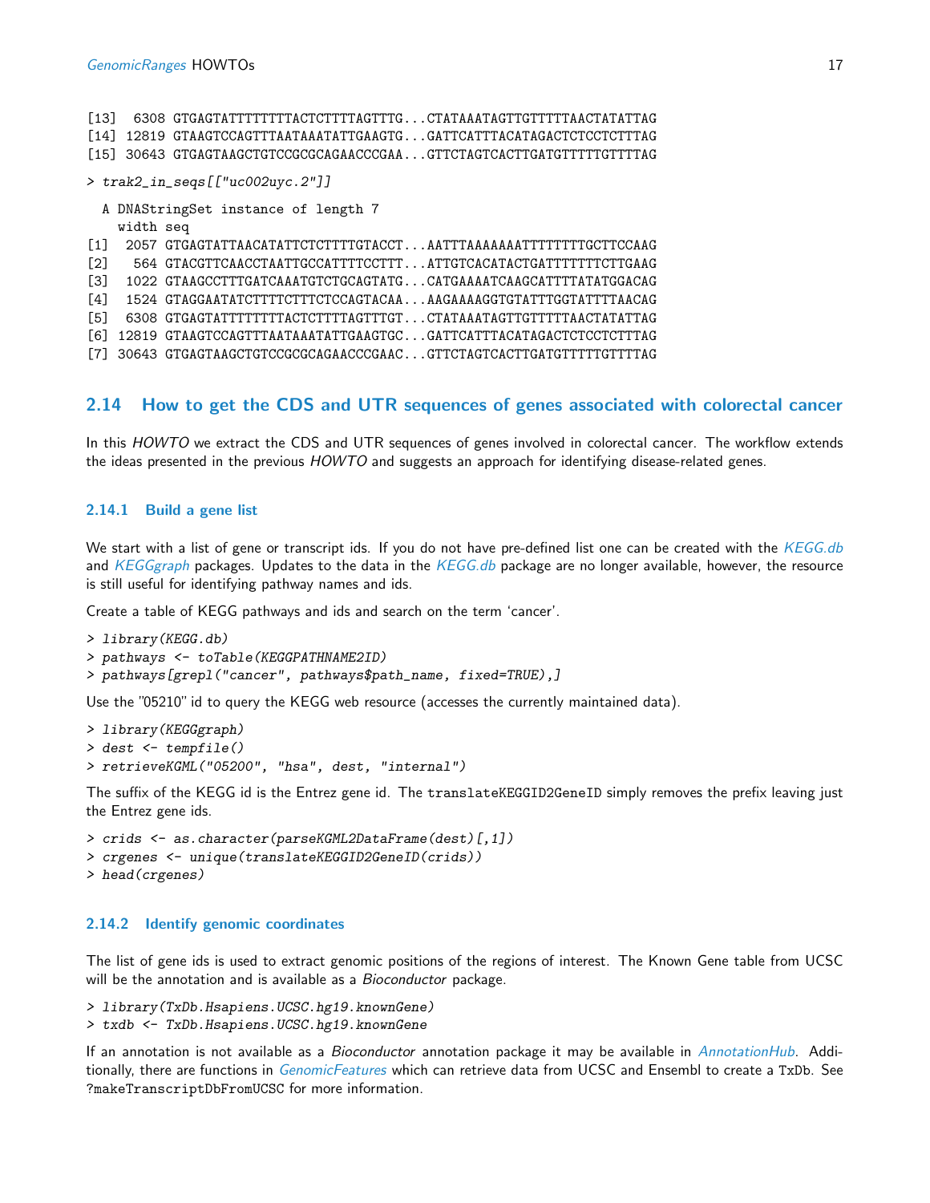```
[13]  6308 GTGAGTATTTTTTTTACTCTTTTAGTTTG...CTATAAATAGTTGTTTTTAACTATATTAG
[14] 12819 GTAAGTCCAGTTTAATAAATATTGAAGTG...GATTCATTTACATAGACTCTCCTCTTTAG
[15] 30643 GTGAGTAAGCTGTCCGCGCAGAACCCGAA...GTTCTAGTCACTTGATGTTTTTGTTTTAG
```

```
> trak2_in_seqs[["uc002uyc.2"]]
```

```
  A DNAStringSet instance of length 7
    width seq
[1]  2057 GTGAGTATTAACATATTCTCTTTTGTACCT...AATTTAAAAAAATTTTTTTTGCTTCCAAG
[2]   564 GTACGTTCAACCTAATTGCCATTTTCCTTT...ATTGTCACATACTGATTTTTTTCTTGAAG
[3]  1022 GTAAGCCTTTGATCAAATGTCTGCAGTATG...CATGAAAATCAAGCATTTTATATGGACAG
[4]  1524 GTAGGAATATCTTTTCTTTCTCCAGTACAA...AAGAAAAGGTGTATTTGGTATTTTAACAG
[5]  6308 GTGAGTATTTTTTTTACTCTTTTAGTTTGT...CTATAAATAGTTGTTTTTAACTATATTAG
[6] 12819 GTAAGTCCAGTTTAATAAATATTGAAGTGC...GATTCATTTACATAGACTCTCCTCTTTAG
[7] 30643 GTGAGTAAGCTGTCCGCGCAGAACCCGAAC...GTTCTAGTCACTTGATGTTTTTGTTTTAG
```

## 2.14 How to get the CDS and UTR sequences of genes associated with colorectal cancer

In this *HOWTO* we extract the CDS and UTR sequences of genes involved in colorectal cancer. The workflow extends the ideas presented in the previous *HOWTO* and suggests an approach for identifying disease-related genes.

### 2.14.1 Build a gene list

We start with a list of gene or transcript ids. If you do not have pre-defined list one can be created with the *KEGG.db* and *KEGGgraph* packages. Updates to the data in the *KEGG.db* package are no longer available, however, the resource is still useful for identifying pathway names and ids.

Create a table of KEGG pathways and ids and search on the term 'cancer'.

```
> library(KEGG.db)
> pathways <- toTable(KEGGPATHNAME2ID)
> pathways[grepl("cancer", pathways$path_name, fixed=TRUE),]
```

Use the "05210" id to query the KEGG web resource (accesses the currently maintained data).

```
> library(KEGGgraph)
> dest <- tempfile()
> retrieveKGML("05200", "hsa", dest, "internal")
```

The suffix of the KEGG id is the Entrez gene id. The `translateKEGGID2GeneID` simply removes the prefix leaving just the Entrez gene ids.

```
> crids <- as.character(parseKGML2DataFrame(dest)[,1])
> crgenes <- unique(translateKEGGID2GeneID(crids))
> head(crgenes)
```

### 2.14.2 Identify genomic coordinates

The list of gene ids is used to extract genomic positions of the regions of interest. The Known Gene table from UCSC will be the annotation and is available as a *Bioconductor* package.

```
> library(TxDb.Hsapiens.UCSC.hg19.knownGene)
> txdb <- TxDb.Hsapiens.UCSC.hg19.knownGene
```

If an annotation is not available as a *Bioconductor* annotation package it may be available in *AnnotationHub*. Additionally, there are functions in *GenomicFeatures* which can retrieve data from UCSC and Ensembl to create a `TxDb`. See `?makeTranscriptDbFromUCSC` for more information.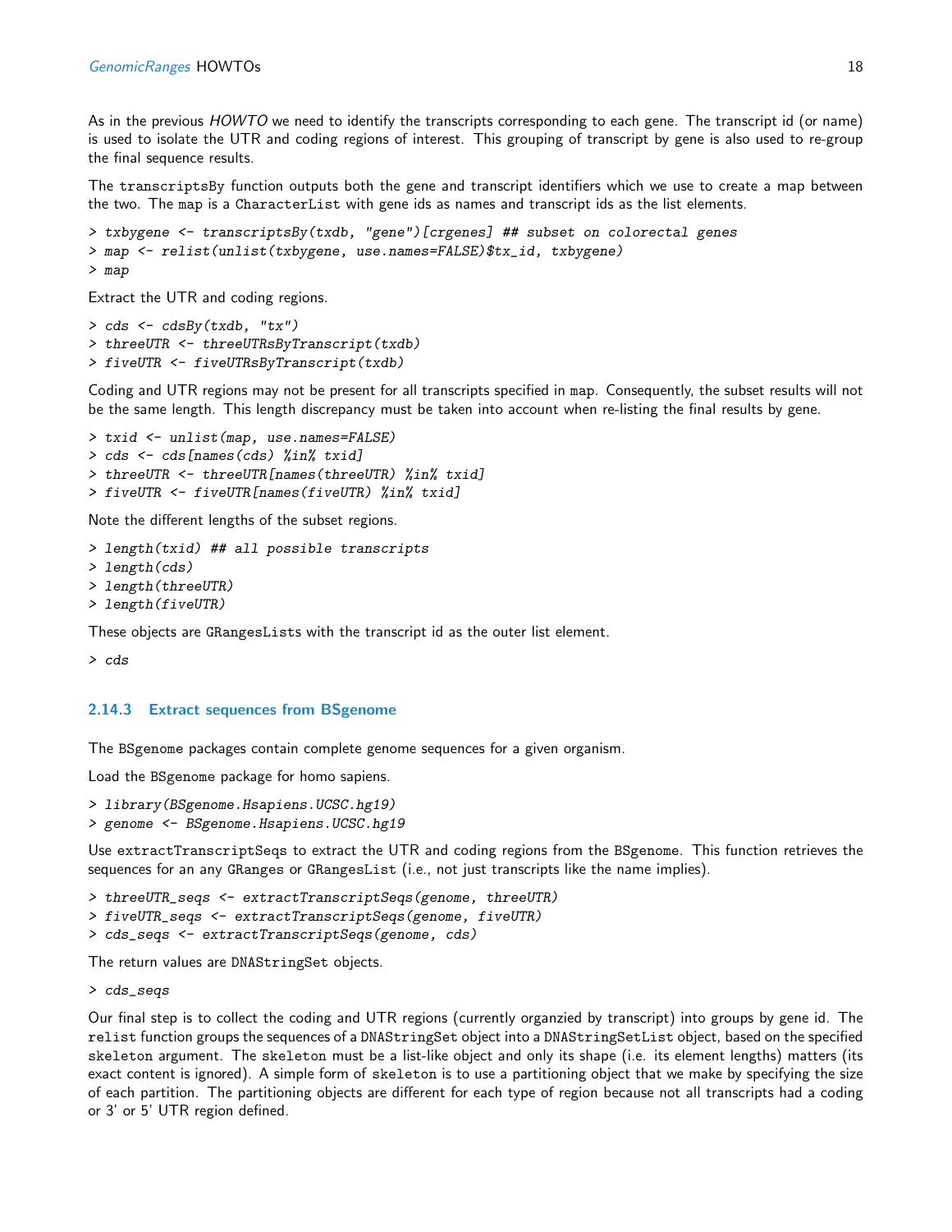As in the previous *HOWTO* we need to identify the transcripts corresponding to each gene. The transcript id (or name) is used to isolate the UTR and coding regions of interest. This grouping of transcript by gene is also used to re-group the final sequence results.

The transcriptsBy function outputs both the gene and transcript identifiers which we use to create a map between the two. The map is a CharacterList with gene ids as names and transcript ids as the list elements.

```
> txbygene <- transcriptsBy(txdb, "gene")[crgenes] ## subset on colorectal genes
> map <- relist(unlist(txbygene, use.names=FALSE)$tx_id, txbygene)
> map
```

Extract the UTR and coding regions.

```
> cds <- cdsBy(txdb, "tx")
> threeUTR <- threeUTRsByTranscript(txdb)
> fiveUTR <- fiveUTRsByTranscript(txdb)
```

Coding and UTR regions may not be present for all transcripts specified in map. Consequently, the subset results will not be the same length. This length discrepancy must be taken into account when re-listing the final results by gene.

```
> txid <- unlist(map, use.names=FALSE)
> cds <- cds[names(cds) %in% txid]
> threeUTR <- threeUTR[names(threeUTR) %in% txid]
> fiveUTR <- fiveUTR[names(fiveUTR) %in% txid]
```

Note the different lengths of the subset regions.

```
> length(txid) ## all possible transcripts
> length(cds)
> length(threeUTR)
> length(fiveUTR)
```

These objects are GRangesLists with the transcript id as the outer list element.

```
> cds
```

### 2.14.3 Extract sequences from BSgenome

The BSgenome packages contain complete genome sequences for a given organism.

Load the BSgenome package for homo sapiens.

```
> library(BSgenome.Hsapiens.UCSC.hg19)
> genome <- BSgenome.Hsapiens.UCSC.hg19
```

Use extractTranscriptSeqs to extract the UTR and coding regions from the BSgenome. This function retrieves the sequences for an any GRanges or GRangesList (i.e., not just transcripts like the name implies).

```
> threeUTR_seqs <- extractTranscriptSeqs(genome, threeUTR)
> fiveUTR_seqs <- extractTranscriptSeqs(genome, fiveUTR)
> cds_seqs <- extractTranscriptSeqs(genome, cds)
```

The return values are DNAStringSet objects.

```
> cds_seqs
```

Our final step is to collect the coding and UTR regions (currently organzied by transcript) into groups by gene id. The relist function groups the sequences of a DNAStringSet object into a DNAStringSetList object, based on the specified skeleton argument. The skeleton must be a list-like object and only its shape (i.e. its element lengths) matters (its exact content is ignored). A simple form of skeleton is to use a partitioning object that we make by specifying the size of each partition. The partitioning objects are different for each type of region because not all transcripts had a coding or 3' or 5' UTR region defined.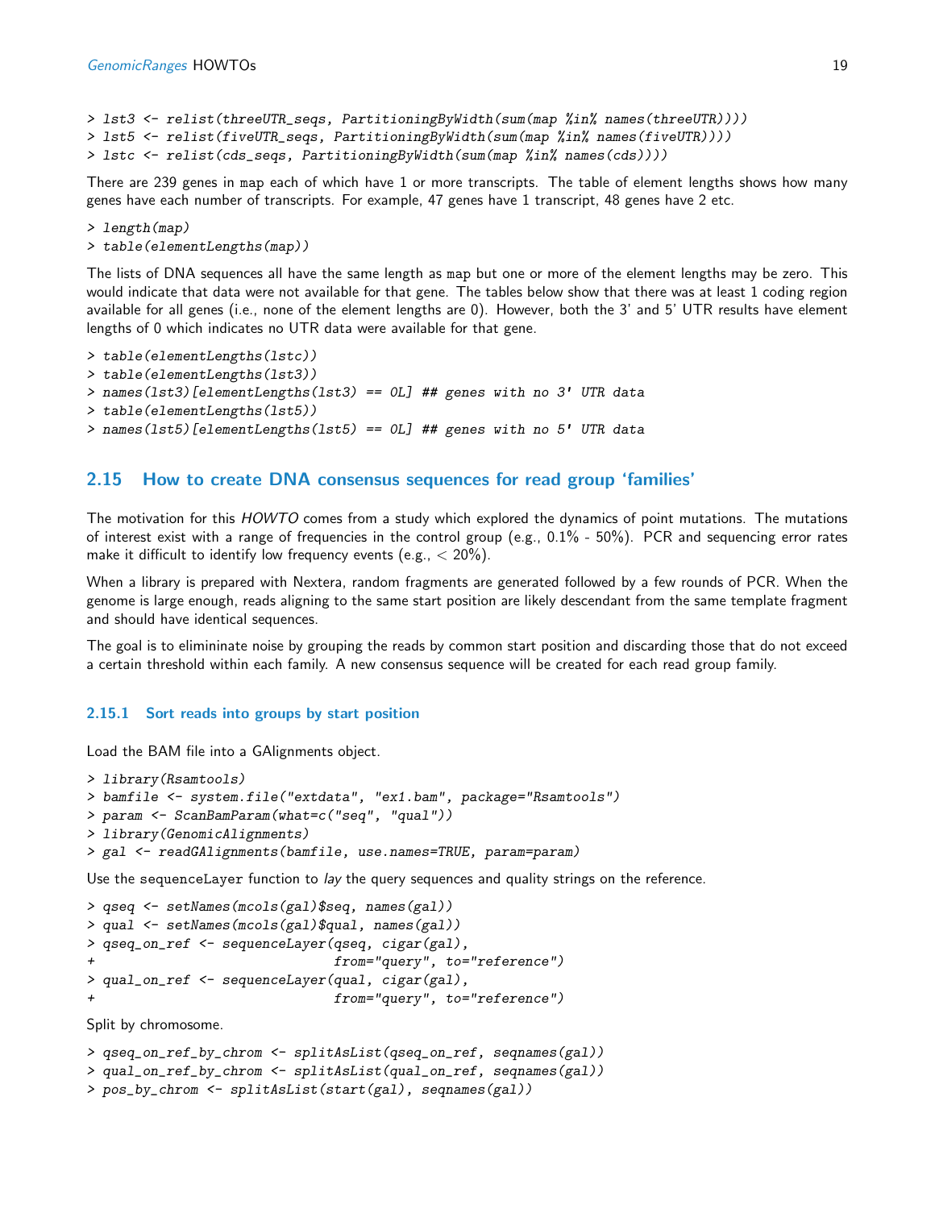```
> lst3 <- relist(threeUTR_seqs, PartitioningByWidth(sum(map %in% names(threeUTR))))
> lst5 <- relist(fiveUTR_seqs, PartitioningByWidth(sum(map %in% names(fiveUTR))))
> lstc <- relist(cds_seqs, PartitioningByWidth(sum(map %in% names(cds))))
```

There are 239 genes in map each of which have 1 or more transcripts. The table of element lengths shows how many genes have each number of transcripts. For example, 47 genes have 1 transcript, 48 genes have 2 etc.

```
> length(map)
> table(elementLengths(map))
```

The lists of DNA sequences all have the same length as map but one or more of the element lengths may be zero. This would indicate that data were not available for that gene. The tables below show that there was at least 1 coding region available for all genes (i.e., none of the element lengths are 0). However, both the 3' and 5' UTR results have element lengths of 0 which indicates no UTR data were available for that gene.

```
> table(elementLengths(lstc))
> table(elementLengths(lst3))
> names(lst3)[elementLengths(lst3) == 0L] ## genes with no 3' UTR data
> table(elementLengths(lst5))
> names(lst5)[elementLengths(lst5) == 0L] ## genes with no 5' UTR data
```

## 2.15 How to create DNA consensus sequences for read group 'families'

The motivation for this *HOWTO* comes from a study which explored the dynamics of point mutations. The mutations of interest exist with a range of frequencies in the control group (e.g., 0.1% - 50%). PCR and sequencing error rates make it difficult to identify low frequency events (e.g., < 20%).

When a library is prepared with Nextera, random fragments are generated followed by a few rounds of PCR. When the genome is large enough, reads aligning to the same start position are likely descendant from the same template fragment and should have identical sequences.

The goal is to elimininate noise by grouping the reads by common start position and discarding those that do not exceed a certain threshold within each family. A new consensus sequence will be created for each read group family.

### 2.15.1 Sort reads into groups by start position

Load the BAM file into a GAlignments object.

```
> library(Rsamtools)
> bamfile <- system.file("extdata", "ex1.bam", package="Rsamtools")
> param <- ScanBamParam(what=c("seq", "qual"))
> library(GenomicAlignments)
> gal <- readGAlignments(bamfile, use.names=TRUE, param=param)
```

Use the sequenceLayer function to *lay* the query sequences and quality strings on the reference.

```
> qseq <- setNames(mcols(gal)$seq, names(gal))
> qual <- setNames(mcols(gal)$qual, names(gal))
> qseq_on_ref <- sequenceLayer(qseq, cigar(gal),
+                              from="query", to="reference")
> qual_on_ref <- sequenceLayer(qual, cigar(gal),
+                              from="query", to="reference")
```

Split by chromosome.

```
> qseq_on_ref_by_chrom <- splitAsList(qseq_on_ref, seqnames(gal))
> qual_on_ref_by_chrom <- splitAsList(qual_on_ref, seqnames(gal))
> pos_by_chrom <- splitAsList(start(gal), seqnames(gal))
```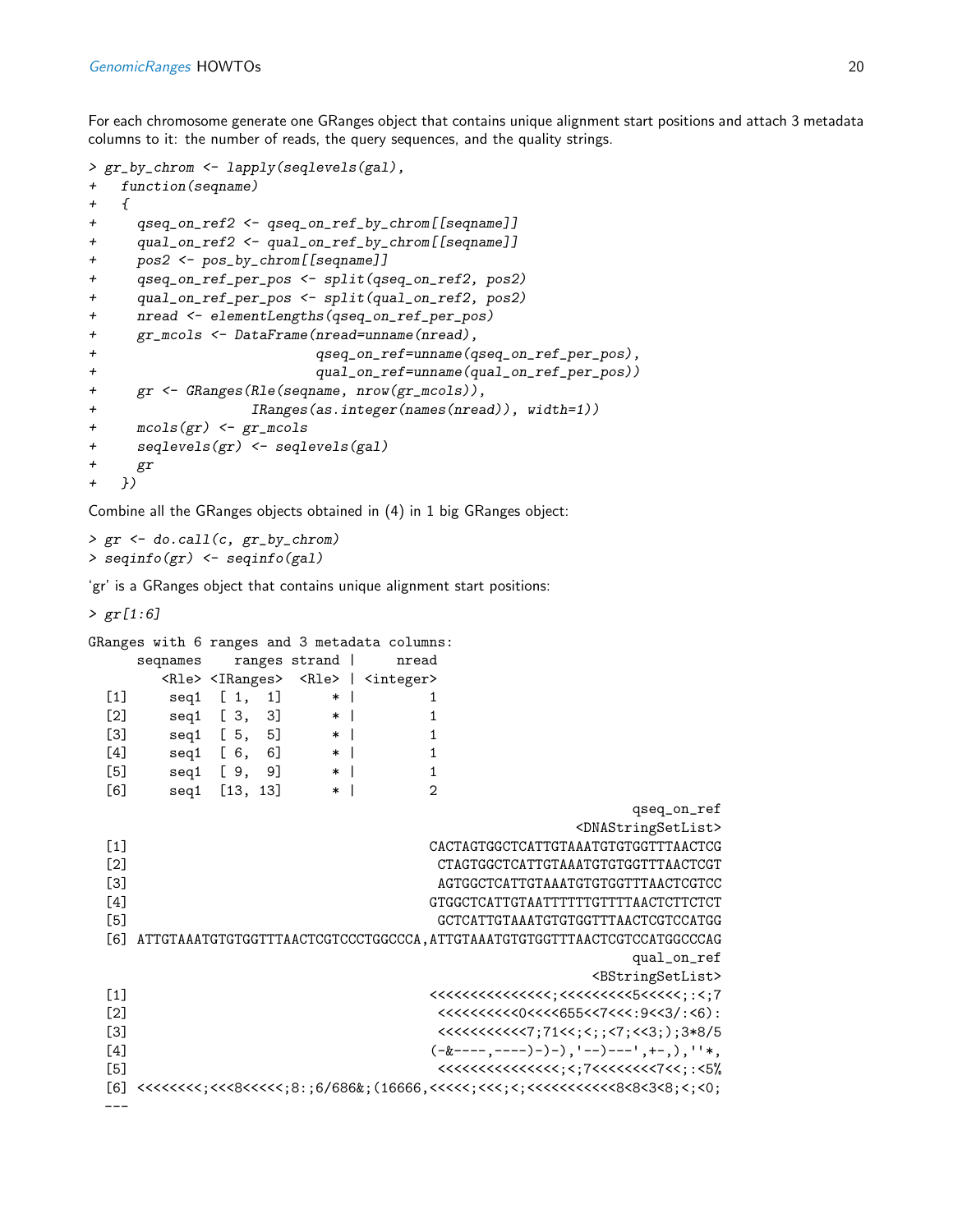For each chromosome generate one GRanges object that contains unique alignment start positions and attach 3 metadata columns to it: the number of reads, the query sequences, and the quality strings.

```
> gr_by_chrom <- lapply(seqlevels(gal),
+   function(seqname)
+   {
+     qseq_on_ref2 <- qseq_on_ref_by_chrom[[seqname]]
+     qual_on_ref2 <- qual_on_ref_by_chrom[[seqname]]
+     pos2 <- pos_by_chrom[[seqname]]
+     qseq_on_ref_per_pos <- split(qseq_on_ref2, pos2)
+     qual_on_ref_per_pos <- split(qual_on_ref2, pos2)
+     nread <- elementLengths(qseq_on_ref_per_pos)
+     gr_mcols <- DataFrame(nread=unname(nread),
+                           qseq_on_ref=unname(qseq_on_ref_per_pos),
+                           qual_on_ref=unname(qual_on_ref_per_pos))
+     gr <- GRanges(Rle(seqname, nrow(gr_mcols)),
+                   IRanges(as.integer(names(nread)), width=1))
+     mcols(gr) <- gr_mcols
+     seqlevels(gr) <- seqlevels(gal)
+     gr
+   })
```

Combine all the GRanges objects obtained in (4) in 1 big GRanges object:

```
> gr <- do.call(c, gr_by_chrom)
> seqinfo(gr) <- seqinfo(gal)
```

'gr' is a GRanges object that contains unique alignment start positions:

```
> gr[1:6]

GRanges with 6 ranges and 3 metadata columns:
      seqnames    ranges strand |     nread
         <Rle> <IRanges>  <Rle> | <integer>
  [1]     seq1  [ 1,  1]      * |         1
  [2]     seq1  [ 3,  3]      * |         1
  [3]     seq1  [ 5,  5]      * |         1
  [4]     seq1  [ 6,  6]      * |         1
  [5]     seq1  [ 9,  9]      * |         1
  [6]     seq1  [13, 13]      * |         2
                                                                    qseq_on_ref
                                                             <DNAStringSetList>
  [1]                                        CACTAGTGGCTCATTGTAAATGTGTGGTTTAACTCG
  [2]                                         CTAGTGGCTCATTGTAAATGTGTGGTTTAACTCGT
  [3]                                         AGTGGCTCATTGTAAATGTGTGGTTTAACTCGTCC
  [4]                                        GTGGCTCATTGTAATTTTTTGTTTTAACTCTTCTCT
  [5]                                         GCTCATTGTAAATGTGTGGTTTAACTCGTCCATGG
  [6] ATTGTAAATGTGTGGTTTAACTCGTCCCTGGCCCA,ATTGTAAATGTGTGGTTTAACTCGTCCATGGCCCAG
                                                                    qual_on_ref
                                                               <BStringSetList>
  [1]                                        <<<<<<<<<<<<<<<;<<<<<<<<<5<<<<<;:<;7
  [2]                                         <<<<<<<<<<0<<<<655<<7<<<:9<<3/:<6):
  [3]                                         <<<<<<<<<<<7;71<<;<;;<7;<<3;);3*8/5
  [4]                                        (-&----,----)-)-),'--)---',+-,),''*,
  [5]                                         <<<<<<<<<<<<<<<;<;7<<<<<<<<7<<;:<5%
  [6] <<<<<<<<;<<<8<<<<<;8:;6/686&;(16666,<<<<<;<<<;<;<<<<<<<<<<<8<8<3<8;<;<0;
  ---
```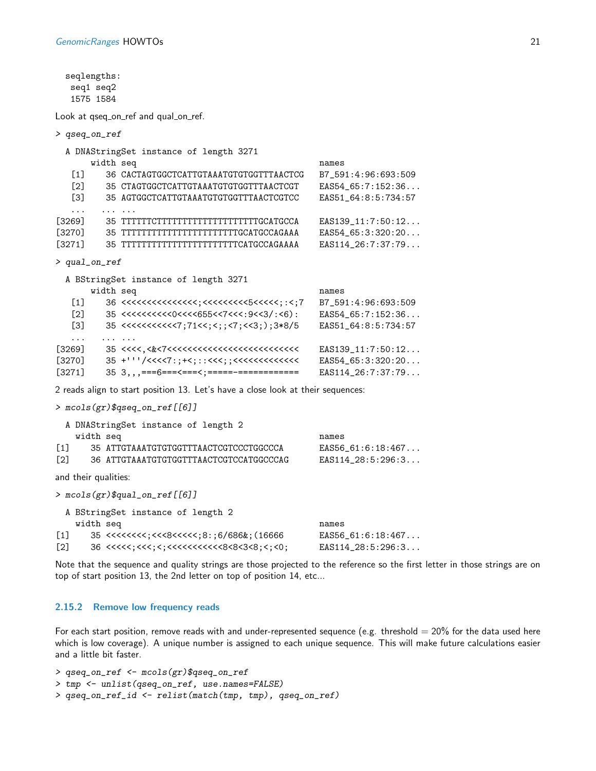```
  seqlengths:
   seq1 seq2
   1575 1584
```

Look at qseq_on_ref and qual_on_ref.

```
> qseq_on_ref

  A DNAStringSet instance of length 3271
       width seq                                      names
   [1]    36 CACTAGTGGCTCATTGTAAATGTGTGGTTTAACTCG   B7_591:4:96:693:509
   [2]    35 CTAGTGGCTCATTGTAAATGTGTGGTTTAACTCGT    EAS54_65:7:152:36...
   [3]    35 AGTGGCTCATTGTAAATGTGTGGTTTAACTCGTCC    EAS51_64:8:5:734:57
   ...   ... ...
[3269]    35 TTTTTTCTTTTTTTTTTTTTTTTTTTTGCATGCCA    EAS139_11:7:50:12...
[3270]    35 TTTTTTTTTTTTTTTTTTTTTTTTGCATGCCAGAAA    EAS54_65:3:320:20...
[3271]    35 TTTTTTTTTTTTTTTTTTTTTTTTCATGCCAGAAAA    EAS114_26:7:37:79...

> qual_on_ref

  A BStringSet instance of length 3271
       width seq                                      names
   [1]    36 <<<<<<<<<<<<<<<;<<<<<<<<<5<<<<<;:<;7   B7_591:4:96:693:509
   [2]    35 <<<<<<<<<<0<<<<655<<7<<<:9<<3/:<6):    EAS54_65:7:152:36...
   [3]    35 <<<<<<<<<<<7;71<<;<;;<7;<<3;);3*8/5    EAS51_64:8:5:734:57
   ...   ... ...
[3269]    35 <<<<,<&<7<<<<<<<<<<<<<<<<<<<<<<<<<<    EAS139_11:7:50:12...
[3270]    35 +'''/<<<<7:;+<;::<<<;;<<<<<<<<<<<<<    EAS54_65:3:320:20...
[3271]    35 3,,,===6===<===<;=====-============    EAS114_26:7:37:79...
```

2 reads align to start position 13. Let's have a close look at their sequences:

```
> mcols(gr)$qseq_on_ref[[6]]

  A DNAStringSet instance of length 2
    width seq                                         names
[1]    35 ATTGTAAATGTGTGGTTTAACTCGTCCCTGGCCCA         EAS56_61:6:18:467...
[2]    36 ATTGTAAATGTGTGGTTTAACTCGTCCATGGCCCAG        EAS114_28:5:296:3...
```

and their qualities:

```
> mcols(gr)$qual_on_ref[[6]]

  A BStringSet instance of length 2
    width seq                                         names
[1]    35 <<<<<<<<;<<<8<<<<<;8:;6/686&;(16666         EAS56_61:6:18:467...
[2]    36 <<<<<;<<<;<;<<<<<<<<<<<8<8<3<8;<;<0;        EAS114_28:5:296:3...
```

Note that the sequence and quality strings are those projected to the reference so the first letter in those strings are on top of start position 13, the 2nd letter on top of position 14, etc...

### 2.15.2 Remove low frequency reads

For each start position, remove reads with and under-represented sequence (e.g. threshold = 20% for the data used here which is low coverage). A unique number is assigned to each unique sequence. This will make future calculations easier and a little bit faster.

```
> qseq_on_ref <- mcols(gr)$qseq_on_ref
> tmp <- unlist(qseq_on_ref, use.names=FALSE)
> qseq_on_ref_id <- relist(match(tmp, tmp), qseq_on_ref)
```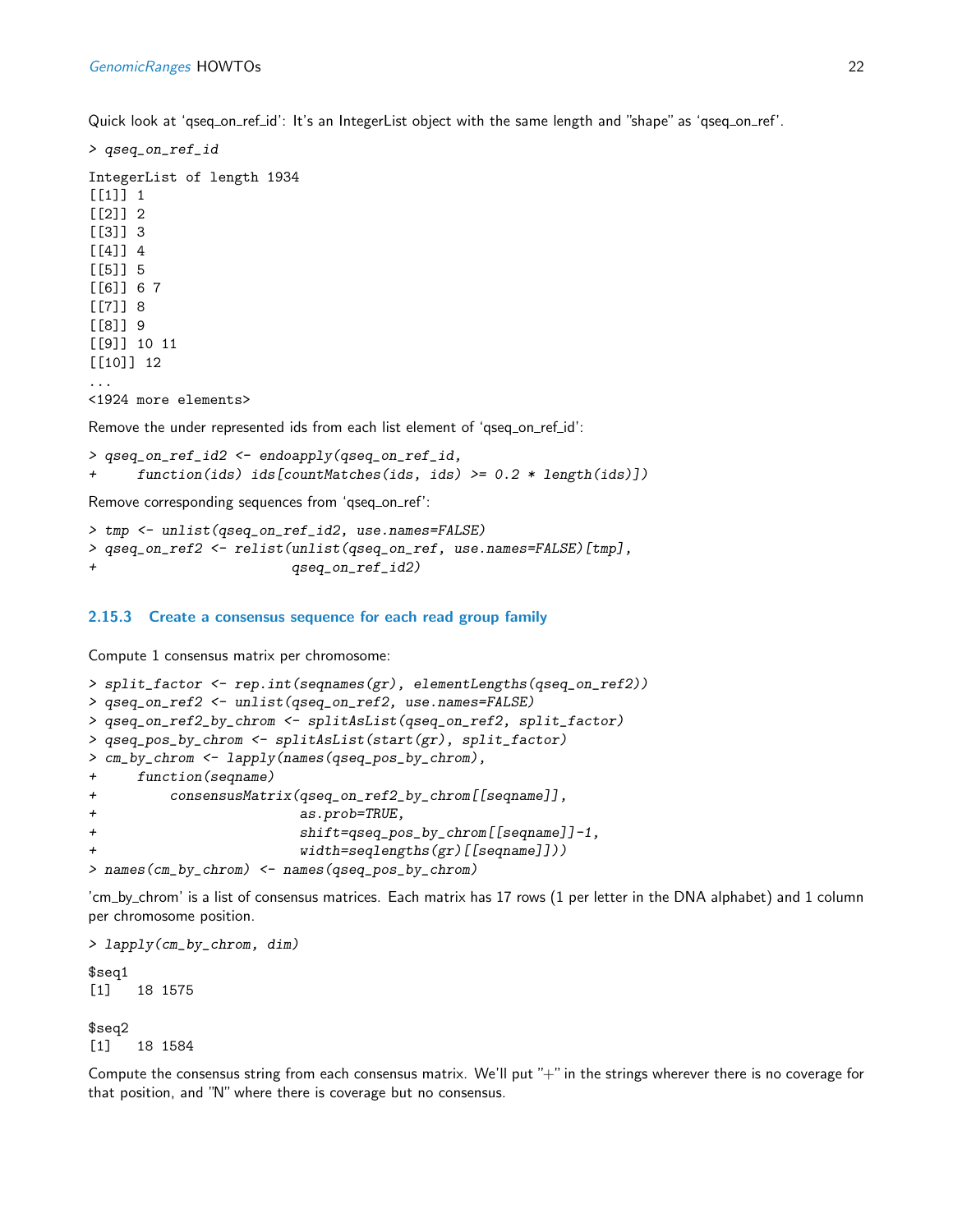Quick look at 'qseq_on_ref_id': It's an IntegerList object with the same length and "shape" as 'qseq_on_ref'.

```
> qseq_on_ref_id
```

```
IntegerList of length 1934
[[1]] 1
[[2]] 2
[[3]] 3
[[4]] 4
[[5]] 5
[[6]] 6 7
[[7]] 8
[[8]] 9
[[9]] 10 11
[[10]] 12
...
<1924 more elements>
```

Remove the under represented ids from each list element of 'qseq_on_ref_id':

```
> qseq_on_ref_id2 <- endoapply(qseq_on_ref_id,
+     function(ids) ids[countMatches(ids, ids) >= 0.2 * length(ids)])
```

Remove corresponding sequences from 'qseq_on_ref':

```
> tmp <- unlist(qseq_on_ref_id2, use.names=FALSE)
> qseq_on_ref2 <- relist(unlist(qseq_on_ref, use.names=FALSE)[tmp],
+                        qseq_on_ref_id2)
```

### 2.15.3 Create a consensus sequence for each read group family

Compute 1 consensus matrix per chromosome:

```
> split_factor <- rep.int(seqnames(gr), elementLengths(qseq_on_ref2))
> qseq_on_ref2 <- unlist(qseq_on_ref2, use.names=FALSE)
> qseq_on_ref2_by_chrom <- splitAsList(qseq_on_ref2, split_factor)
> qseq_pos_by_chrom <- splitAsList(start(gr), split_factor)
> cm_by_chrom <- lapply(names(qseq_pos_by_chrom),
+     function(seqname)
+         consensusMatrix(qseq_on_ref2_by_chrom[[seqname]],
+                         as.prob=TRUE,
+                         shift=qseq_pos_by_chrom[[seqname]]-1,
+                         width=seqlengths(gr)[[seqname]]))
> names(cm_by_chrom) <- names(qseq_pos_by_chrom)
```

'cm_by_chrom' is a list of consensus matrices. Each matrix has 17 rows (1 per letter in the DNA alphabet) and 1 column per chromosome position.

```
> lapply(cm_by_chrom, dim)
```

```
$seq1
[1]   18 1575

$seq2
[1]   18 1584
```

Compute the consensus string from each consensus matrix. We'll put "+" in the strings wherever there is no coverage for that position, and "N" where there is coverage but no consensus.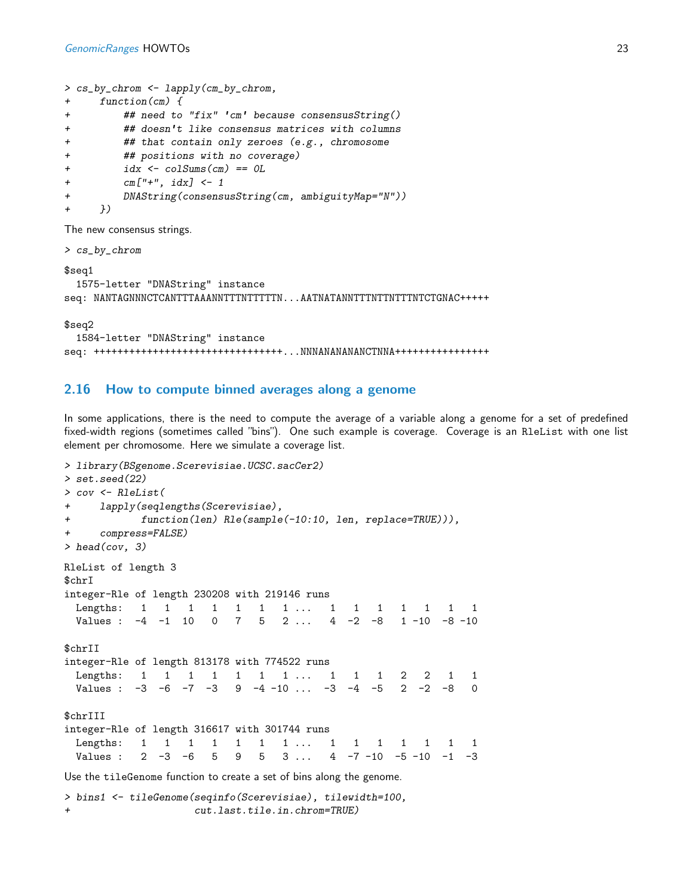```
> cs_by_chrom <- lapply(cm_by_chrom,
+     function(cm) {
+         ## need to "fix" 'cm' because consensusString()
+         ## doesn't like consensus matrices with columns
+         ## that contain only zeroes (e.g., chromosome
+         ## positions with no coverage)
+         idx <- colSums(cm) == 0L
+         cm["+", idx] <- 1
+         DNAString(consensusString(cm, ambiguityMap="N"))
+     })
```

The new consensus strings.

```
> cs_by_chrom

$seq1
  1575-letter "DNAString" instance
seq: NANTAGNNNCTCANTTTAAANNTTTNTTTTTN...AATNATANNTTTNTTNTTTNTCTGNAC+++++

$seq2
  1584-letter "DNAString" instance
seq: ++++++++++++++++++++++++++++++++...NNNANANANANCTNNA++++++++++++++++
```

## 2.16 How to compute binned averages along a genome

In some applications, there is the need to compute the average of a variable along a genome for a set of predefined fixed-width regions (sometimes called "bins"). One such example is coverage. Coverage is an RleList with one list element per chromosome. Here we simulate a coverage list.

```
> library(BSgenome.Scerevisiae.UCSC.sacCer2)
> set.seed(22)
> cov <- RleList(
+     lapply(seqlengths(Scerevisiae),
+            function(len) Rle(sample(-10:10, len, replace=TRUE))),
+     compress=FALSE)
> head(cov, 3)

RleList of length 3
$chrI
integer-Rle of length 230208 with 219146 runs
  Lengths:   1   1   1   1   1   1   1 ...   1   1   1   1   1   1   1
  Values :  -4  -1  10   0   7   5   2 ...   4  -2  -8   1 -10  -8 -10

$chrII
integer-Rle of length 813178 with 774522 runs
  Lengths:   1   1   1   1   1   1   1 ...   1   1   1   2   2   1   1
  Values :  -3  -6  -7  -3   9  -4 -10 ...  -3  -4  -5   2  -2  -8   0

$chrIII
integer-Rle of length 316617 with 301744 runs
  Lengths:   1   1   1   1   1   1   1 ...   1   1   1   1   1   1   1
  Values :   2  -3  -6   5   9   5   3 ...   4  -7 -10  -5 -10  -1  -3
```

Use the tileGenome function to create a set of bins along the genome.

```
> bins1 <- tileGenome(seqinfo(Scerevisiae), tilewidth=100,
+                     cut.last.tile.in.chrom=TRUE)
```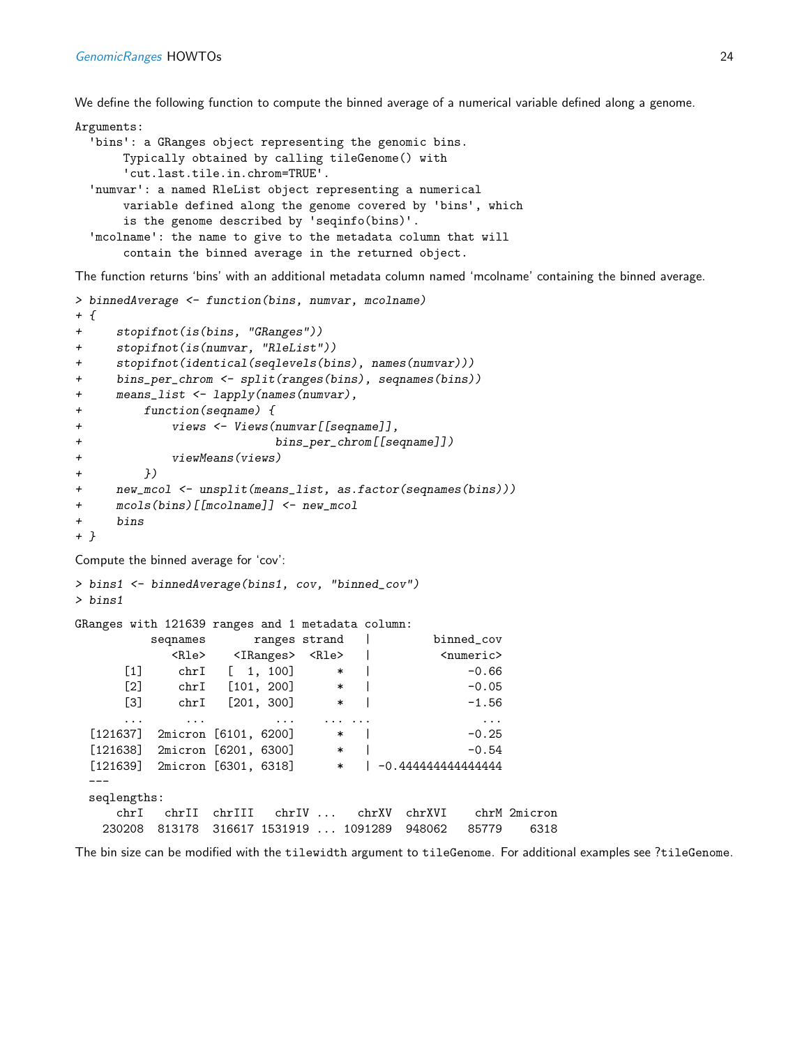We define the following function to compute the binned average of a numerical variable defined along a genome.

```
Arguments:
  'bins': a GRanges object representing the genomic bins.
       Typically obtained by calling tileGenome() with
       'cut.last.tile.in.chrom=TRUE'.
  'numvar': a named RleList object representing a numerical
       variable defined along the genome covered by 'bins', which
       is the genome described by 'seqinfo(bins)'.
  'mcolname': the name to give to the metadata column that will
       contain the binned average in the returned object.
```

The function returns 'bins' with an additional metadata column named 'mcolname' containing the binned average.

```
> binnedAverage <- function(bins, numvar, mcolname)
+ {
+     stopifnot(is(bins, "GRanges"))
+     stopifnot(is(numvar, "RleList"))
+     stopifnot(identical(seqlevels(bins), names(numvar)))
+     bins_per_chrom <- split(ranges(bins), seqnames(bins))
+     means_list <- lapply(names(numvar),
+         function(seqname) {
+             views <- Views(numvar[[seqname]],
+                            bins_per_chrom[[seqname]])
+             viewMeans(views)
+         })
+     new_mcol <- unsplit(means_list, as.factor(seqnames(bins)))
+     mcols(bins)[[mcolname]] <- new_mcol
+     bins
+ }
```

Compute the binned average for 'cov':

```
> bins1 <- binnedAverage(bins1, cov, "binned_cov")
> bins1

GRanges with 121639 ranges and 1 metadata column:
           seqnames       ranges strand   |        binned_cov
              <Rle>    <IRanges>  <Rle>   |         <numeric>
       [1]     chrI   [  1, 100]      *   |             -0.66
       [2]     chrI   [101, 200]      *   |             -0.05
       [3]     chrI   [201, 300]      *   |             -1.56
       ...      ...          ...    ... ...               ...
  [121637]  2micron [6101, 6200]      *   |             -0.25
  [121638]  2micron [6201, 6300]      *   |             -0.54
  [121639]  2micron [6301, 6318]      *   | -0.444444444444444
  ---
  seqlengths:
      chrI   chrII  chrIII   chrIV ...   chrXV  chrXVI    chrM 2micron
    230208  813178  316617 1531919 ... 1091289  948062   85779    6318
```

The bin size can be modified with the tilewidth argument to tileGenome. For additional examples see ?tileGenome.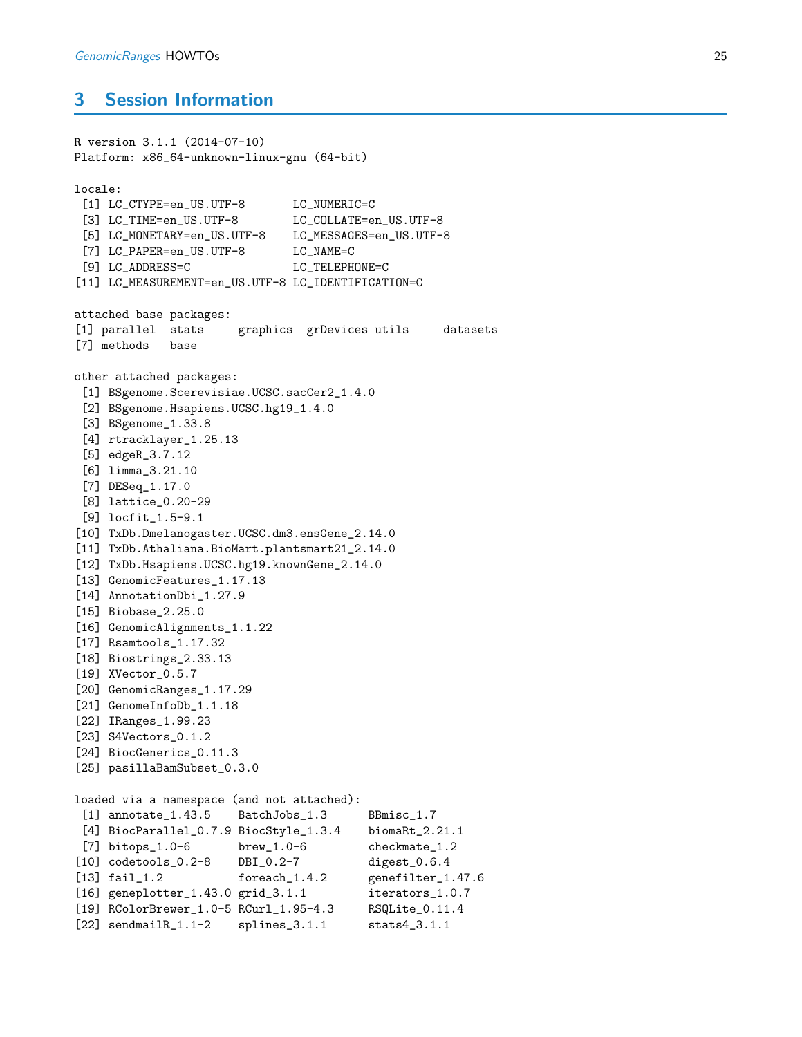## 3 Session Information

```
R version 3.1.1 (2014-07-10)
Platform: x86_64-unknown-linux-gnu (64-bit)

locale:
 [1] LC_CTYPE=en_US.UTF-8       LC_NUMERIC=C
 [3] LC_TIME=en_US.UTF-8        LC_COLLATE=en_US.UTF-8
 [5] LC_MONETARY=en_US.UTF-8    LC_MESSAGES=en_US.UTF-8
 [7] LC_PAPER=en_US.UTF-8       LC_NAME=C
 [9] LC_ADDRESS=C               LC_TELEPHONE=C
[11] LC_MEASUREMENT=en_US.UTF-8 LC_IDENTIFICATION=C

attached base packages:
[1] parallel  stats     graphics  grDevices utils     datasets
[7] methods   base

other attached packages:
 [1] BSgenome.Scerevisiae.UCSC.sacCer2_1.4.0
 [2] BSgenome.Hsapiens.UCSC.hg19_1.4.0
 [3] BSgenome_1.33.8
 [4] rtracklayer_1.25.13
 [5] edgeR_3.7.12
 [6] limma_3.21.10
 [7] DESeq_1.17.0
 [8] lattice_0.20-29
 [9] locfit_1.5-9.1
[10] TxDb.Dmelanogaster.UCSC.dm3.ensGene_2.14.0
[11] TxDb.Athaliana.BioMart.plantsmart21_2.14.0
[12] TxDb.Hsapiens.UCSC.hg19.knownGene_2.14.0
[13] GenomicFeatures_1.17.13
[14] AnnotationDbi_1.27.9
[15] Biobase_2.25.0
[16] GenomicAlignments_1.1.22
[17] Rsamtools_1.17.32
[18] Biostrings_2.33.13
[19] XVector_0.5.7
[20] GenomicRanges_1.17.29
[21] GenomeInfoDb_1.1.18
[22] IRanges_1.99.23
[23] S4Vectors_0.1.2
[24] BiocGenerics_0.11.3
[25] pasillaBamSubset_0.3.0

loaded via a namespace (and not attached):
 [1] annotate_1.43.5    BatchJobs_1.3      BBmisc_1.7
 [4] BiocParallel_0.7.9 BiocStyle_1.3.4    biomaRt_2.21.1
 [7] bitops_1.0-6       brew_1.0-6         checkmate_1.2
[10] codetools_0.2-8    DBI_0.2-7          digest_0.6.4
[13] fail_1.2           foreach_1.4.2      genefilter_1.47.6
[16] geneplotter_1.43.0 grid_3.1.1         iterators_1.0.7
[19] RColorBrewer_1.0-5 RCurl_1.95-4.3     RSQLite_0.11.4
[22] sendmailR_1.1-2    splines_3.1.1      stats4_3.1.1
```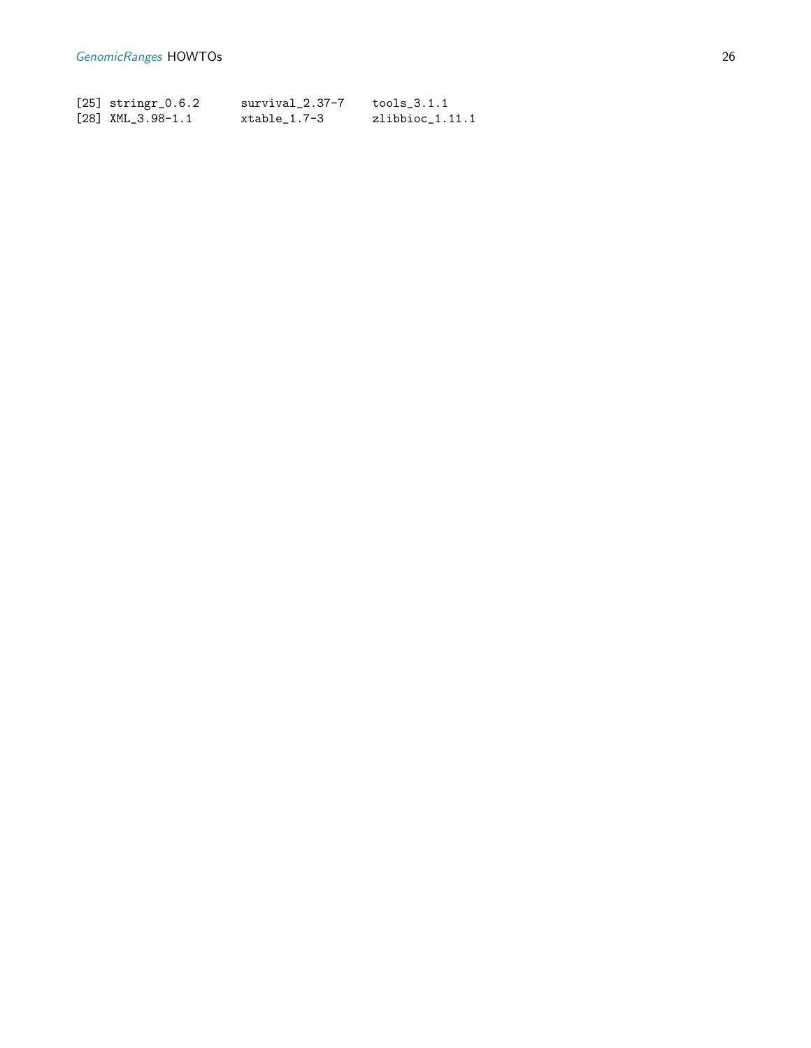```
[25] stringr_0.6.2      survival_2.37-7    tools_3.1.1
[28] XML_3.98-1.1       xtable_1.7-3       zlibbioc_1.11.1
```